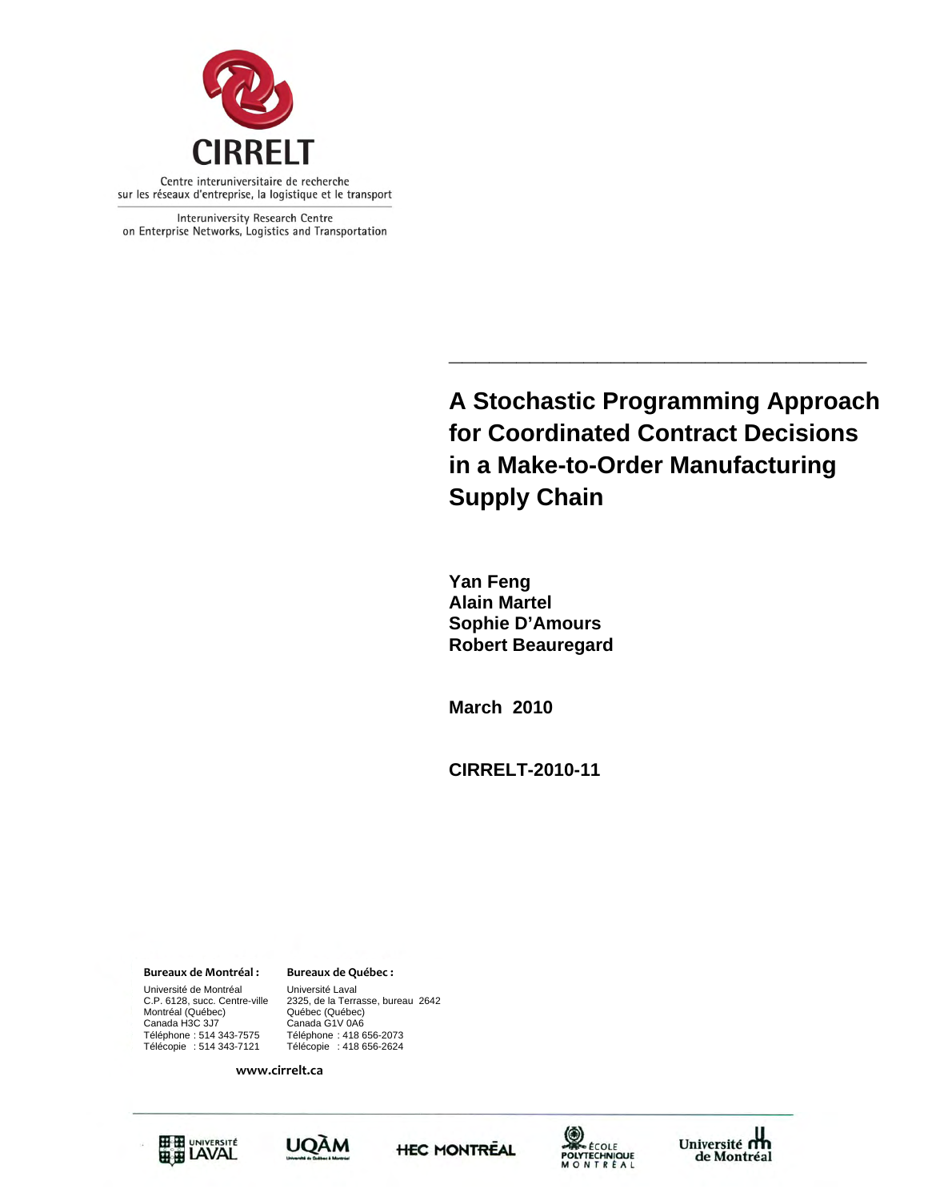**CIRRELT**

Centre interuniversitaire de recherche sur les réseaux d'entreprise, la logistique et le transport

Interuniversity Research Centre on Enterprise Networks, Logistics and Transportation

# A Stochastic Programming Approach for Coordinated Contract Decisions in a Make-to-Order Manufacturing Supply Chain

**Yan Feng**
**Alain Martel**
**Sophie D'Amours**
**Robert Beauregard**

**March 2010**

**CIRRELT-2010-11**

**Bureaux de Montréal :**
Université de Montréal
C.P. 6128, succ. Centre-ville
Montréal (Québec)
Canada H3C 3J7
Téléphone : 514 343-7575
Télécopie : 514 343-7121

**Bureaux de Québec :**
Université Laval
2325, de la Terrasse, bureau 2642
Québec (Québec)
Canada G1V 0A6
Téléphone : 418 656-2073
Télécopie : 418 656-2624

www.cirrelt.ca

Université Laval · UQAM · HEC Montréal · École Polytechnique Montréal · Université de Montréal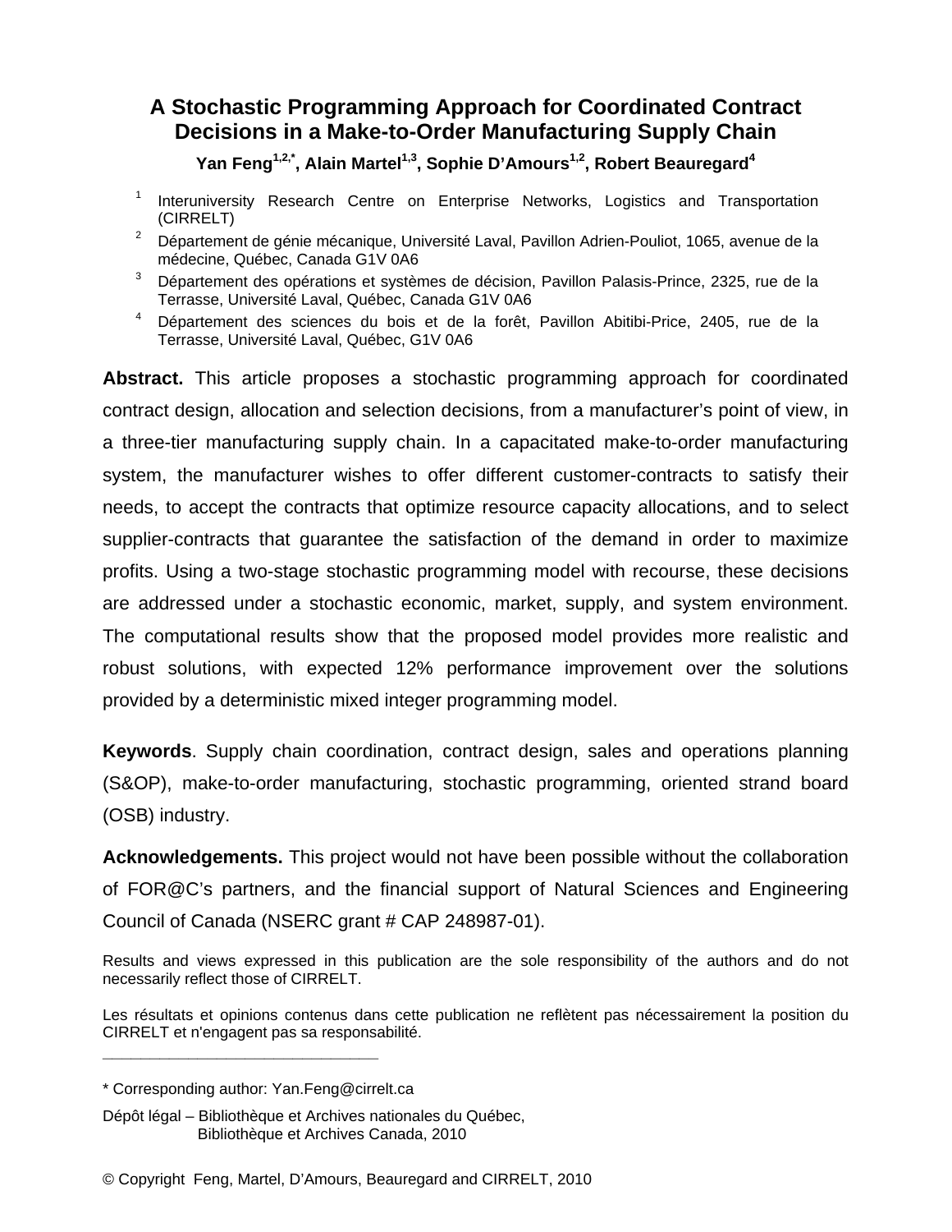# A Stochastic Programming Approach for Coordinated Contract Decisions in a Make-to-Order Manufacturing Supply Chain

**Yan Feng[1,2,*], Alain Martel[1,3], Sophie D'Amours[1,2], Robert Beauregard[4]**

[1] Interuniversity Research Centre on Enterprise Networks, Logistics and Transportation (CIRRELT)

[2] Département de génie mécanique, Université Laval, Pavillon Adrien-Pouliot, 1065, avenue de la médecine, Québec, Canada G1V 0A6

[3] Département des opérations et systèmes de décision, Pavillon Palasis-Prince, 2325, rue de la Terrasse, Université Laval, Québec, Canada G1V 0A6

[4] Département des sciences du bois et de la forêt, Pavillon Abitibi-Price, 2405, rue de la Terrasse, Université Laval, Québec, G1V 0A6

**Abstract.** This article proposes a stochastic programming approach for coordinated contract design, allocation and selection decisions, from a manufacturer's point of view, in a three-tier manufacturing supply chain. In a capacitated make-to-order manufacturing system, the manufacturer wishes to offer different customer-contracts to satisfy their needs, to accept the contracts that optimize resource capacity allocations, and to select supplier-contracts that guarantee the satisfaction of the demand in order to maximize profits. Using a two-stage stochastic programming model with recourse, these decisions are addressed under a stochastic economic, market, supply, and system environment. The computational results show that the proposed model provides more realistic and robust solutions, with expected 12% performance improvement over the solutions provided by a deterministic mixed integer programming model.

**Keywords**. Supply chain coordination, contract design, sales and operations planning (S&OP), make-to-order manufacturing, stochastic programming, oriented strand board (OSB) industry.

**Acknowledgements.** This project would not have been possible without the collaboration of FOR@C's partners, and the financial support of Natural Sciences and Engineering Council of Canada (NSERC grant # CAP 248987-01).

Results and views expressed in this publication are the sole responsibility of the authors and do not necessarily reflect those of CIRRELT.

Les résultats et opinions contenus dans cette publication ne reflètent pas nécessairement la position du CIRRELT et n'engagent pas sa responsabilité.

---

* Corresponding author: Yan.Feng@cirrelt.ca

Dépôt légal – Bibliothèque et Archives nationales du Québec,
Bibliothèque et Archives Canada, 2010

© Copyright Feng, Martel, D'Amours, Beauregard and CIRRELT, 2010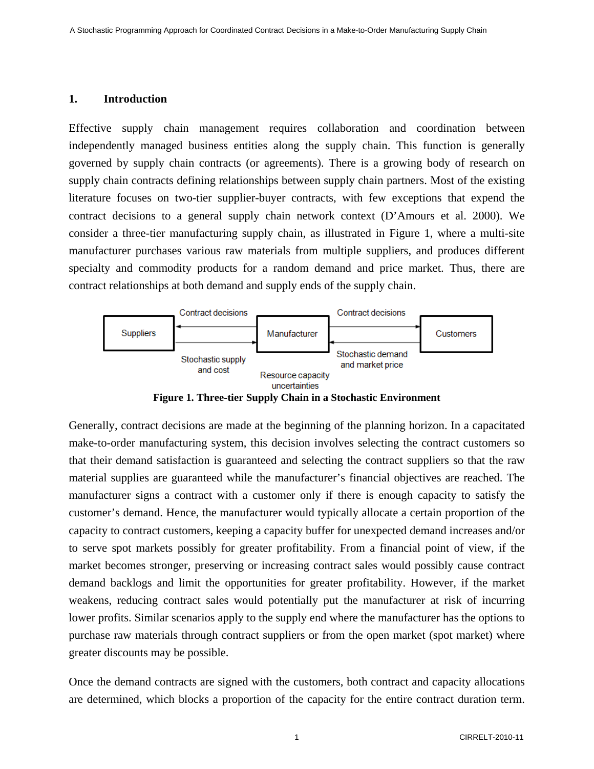## 1. Introduction

Effective supply chain management requires collaboration and coordination between independently managed business entities along the supply chain. This function is generally governed by supply chain contracts (or agreements). There is a growing body of research on supply chain contracts defining relationships between supply chain partners. Most of the existing literature focuses on two-tier supplier-buyer contracts, with few exceptions that expend the contract decisions to a general supply chain network context (D'Amours et al. 2000). We consider a three-tier manufacturing supply chain, as illustrated in Figure 1, where a multi-site manufacturer purchases various raw materials from multiple suppliers, and produces different specialty and commodity products for a random demand and price market. Thus, there are contract relationships at both demand and supply ends of the supply chain.

**Figure 1. Three-tier Supply Chain in a Stochastic Environment**

Generally, contract decisions are made at the beginning of the planning horizon. In a capacitated make-to-order manufacturing system, this decision involves selecting the contract customers so that their demand satisfaction is guaranteed and selecting the contract suppliers so that the raw material supplies are guaranteed while the manufacturer's financial objectives are reached. The manufacturer signs a contract with a customer only if there is enough capacity to satisfy the customer's demand. Hence, the manufacturer would typically allocate a certain proportion of the capacity to contract customers, keeping a capacity buffer for unexpected demand increases and/or to serve spot markets possibly for greater profitability. From a financial point of view, if the market becomes stronger, preserving or increasing contract sales would possibly cause contract demand backlogs and limit the opportunities for greater profitability. However, if the market weakens, reducing contract sales would potentially put the manufacturer at risk of incurring lower profits. Similar scenarios apply to the supply end where the manufacturer has the options to purchase raw materials through contract suppliers or from the open market (spot market) where greater discounts may be possible.

Once the demand contracts are signed with the customers, both contract and capacity allocations are determined, which blocks a proportion of the capacity for the entire contract duration term.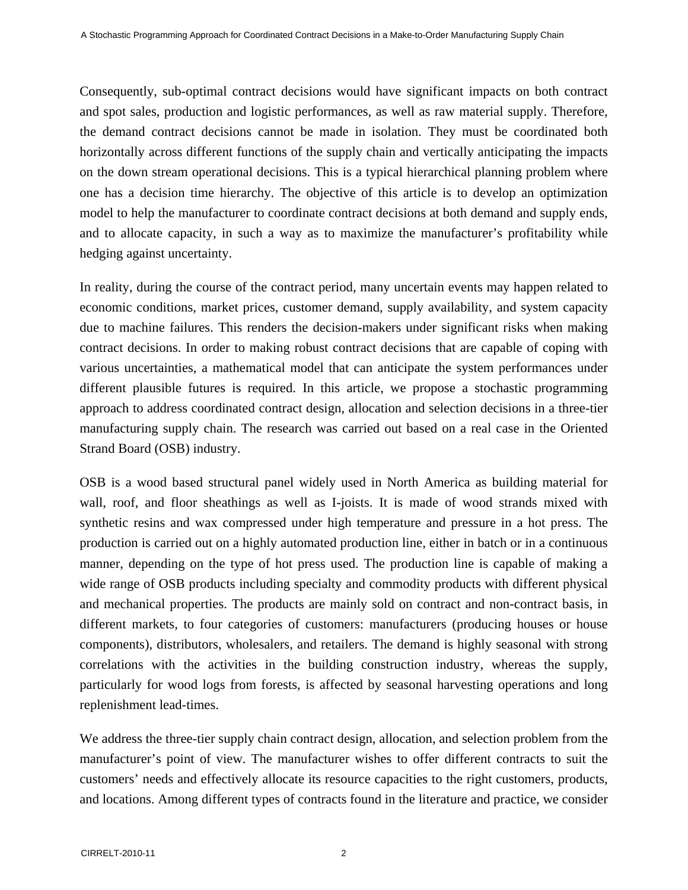Consequently, sub-optimal contract decisions would have significant impacts on both contract and spot sales, production and logistic performances, as well as raw material supply. Therefore, the demand contract decisions cannot be made in isolation. They must be coordinated both horizontally across different functions of the supply chain and vertically anticipating the impacts on the down stream operational decisions. This is a typical hierarchical planning problem where one has a decision time hierarchy. The objective of this article is to develop an optimization model to help the manufacturer to coordinate contract decisions at both demand and supply ends, and to allocate capacity, in such a way as to maximize the manufacturer's profitability while hedging against uncertainty.

In reality, during the course of the contract period, many uncertain events may happen related to economic conditions, market prices, customer demand, supply availability, and system capacity due to machine failures. This renders the decision-makers under significant risks when making contract decisions. In order to making robust contract decisions that are capable of coping with various uncertainties, a mathematical model that can anticipate the system performances under different plausible futures is required. In this article, we propose a stochastic programming approach to address coordinated contract design, allocation and selection decisions in a three-tier manufacturing supply chain. The research was carried out based on a real case in the Oriented Strand Board (OSB) industry.

OSB is a wood based structural panel widely used in North America as building material for wall, roof, and floor sheathings as well as I-joists. It is made of wood strands mixed with synthetic resins and wax compressed under high temperature and pressure in a hot press. The production is carried out on a highly automated production line, either in batch or in a continuous manner, depending on the type of hot press used. The production line is capable of making a wide range of OSB products including specialty and commodity products with different physical and mechanical properties. The products are mainly sold on contract and non-contract basis, in different markets, to four categories of customers: manufacturers (producing houses or house components), distributors, wholesalers, and retailers. The demand is highly seasonal with strong correlations with the activities in the building construction industry, whereas the supply, particularly for wood logs from forests, is affected by seasonal harvesting operations and long replenishment lead-times.

We address the three-tier supply chain contract design, allocation, and selection problem from the manufacturer's point of view. The manufacturer wishes to offer different contracts to suit the customers' needs and effectively allocate its resource capacities to the right customers, products, and locations. Among different types of contracts found in the literature and practice, we consider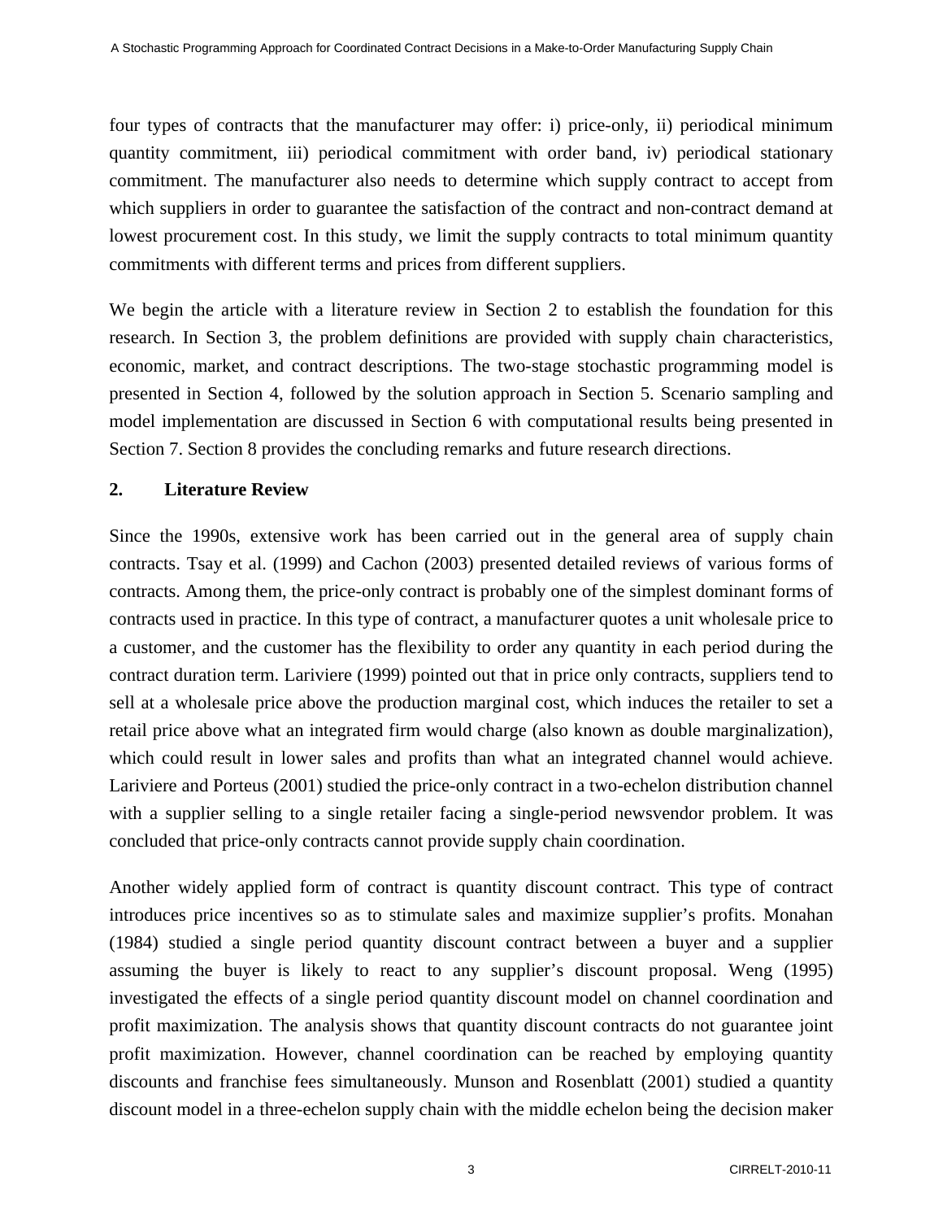four types of contracts that the manufacturer may offer: i) price-only, ii) periodical minimum quantity commitment, iii) periodical commitment with order band, iv) periodical stationary commitment. The manufacturer also needs to determine which supply contract to accept from which suppliers in order to guarantee the satisfaction of the contract and non-contract demand at lowest procurement cost. In this study, we limit the supply contracts to total minimum quantity commitments with different terms and prices from different suppliers.

We begin the article with a literature review in Section 2 to establish the foundation for this research. In Section 3, the problem definitions are provided with supply chain characteristics, economic, market, and contract descriptions. The two-stage stochastic programming model is presented in Section 4, followed by the solution approach in Section 5. Scenario sampling and model implementation are discussed in Section 6 with computational results being presented in Section 7. Section 8 provides the concluding remarks and future research directions.

## 2. Literature Review

Since the 1990s, extensive work has been carried out in the general area of supply chain contracts. Tsay et al. (1999) and Cachon (2003) presented detailed reviews of various forms of contracts. Among them, the price-only contract is probably one of the simplest dominant forms of contracts used in practice. In this type of contract, a manufacturer quotes a unit wholesale price to a customer, and the customer has the flexibility to order any quantity in each period during the contract duration term. Lariviere (1999) pointed out that in price only contracts, suppliers tend to sell at a wholesale price above the production marginal cost, which induces the retailer to set a retail price above what an integrated firm would charge (also known as double marginalization), which could result in lower sales and profits than what an integrated channel would achieve. Lariviere and Porteus (2001) studied the price-only contract in a two-echelon distribution channel with a supplier selling to a single retailer facing a single-period newsvendor problem. It was concluded that price-only contracts cannot provide supply chain coordination.

Another widely applied form of contract is quantity discount contract. This type of contract introduces price incentives so as to stimulate sales and maximize supplier's profits. Monahan (1984) studied a single period quantity discount contract between a buyer and a supplier assuming the buyer is likely to react to any supplier's discount proposal. Weng (1995) investigated the effects of a single period quantity discount model on channel coordination and profit maximization. The analysis shows that quantity discount contracts do not guarantee joint profit maximization. However, channel coordination can be reached by employing quantity discounts and franchise fees simultaneously. Munson and Rosenblatt (2001) studied a quantity discount model in a three-echelon supply chain with the middle echelon being the decision maker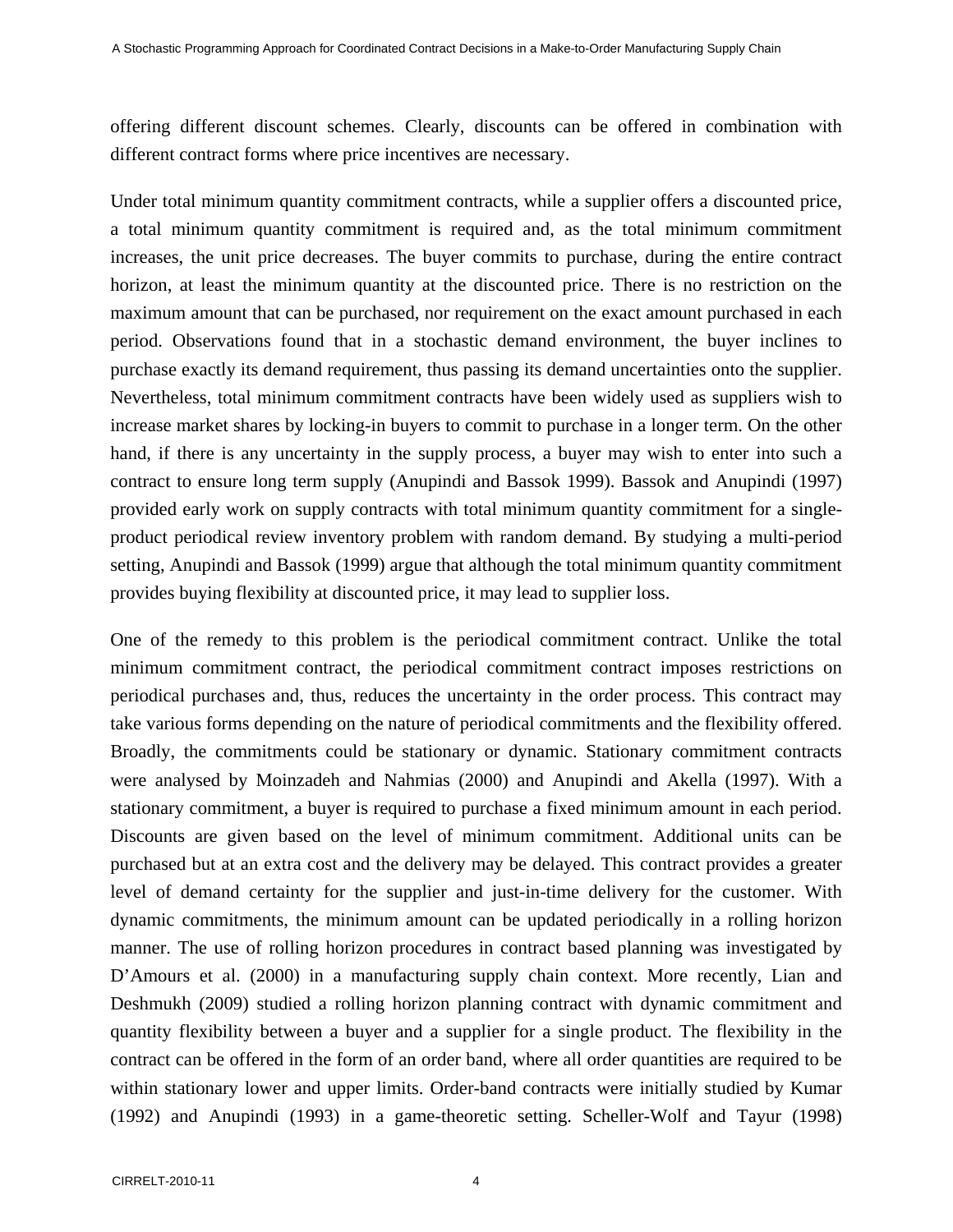offering different discount schemes. Clearly, discounts can be offered in combination with different contract forms where price incentives are necessary.

Under total minimum quantity commitment contracts, while a supplier offers a discounted price, a total minimum quantity commitment is required and, as the total minimum commitment increases, the unit price decreases. The buyer commits to purchase, during the entire contract horizon, at least the minimum quantity at the discounted price. There is no restriction on the maximum amount that can be purchased, nor requirement on the exact amount purchased in each period. Observations found that in a stochastic demand environment, the buyer inclines to purchase exactly its demand requirement, thus passing its demand uncertainties onto the supplier. Nevertheless, total minimum commitment contracts have been widely used as suppliers wish to increase market shares by locking-in buyers to commit to purchase in a longer term. On the other hand, if there is any uncertainty in the supply process, a buyer may wish to enter into such a contract to ensure long term supply (Anupindi and Bassok 1999). Bassok and Anupindi (1997) provided early work on supply contracts with total minimum quantity commitment for a single-product periodical review inventory problem with random demand. By studying a multi-period setting, Anupindi and Bassok (1999) argue that although the total minimum quantity commitment provides buying flexibility at discounted price, it may lead to supplier loss.

One of the remedy to this problem is the periodical commitment contract. Unlike the total minimum commitment contract, the periodical commitment contract imposes restrictions on periodical purchases and, thus, reduces the uncertainty in the order process. This contract may take various forms depending on the nature of periodical commitments and the flexibility offered. Broadly, the commitments could be stationary or dynamic. Stationary commitment contracts were analysed by Moinzadeh and Nahmias (2000) and Anupindi and Akella (1997). With a stationary commitment, a buyer is required to purchase a fixed minimum amount in each period. Discounts are given based on the level of minimum commitment. Additional units can be purchased but at an extra cost and the delivery may be delayed. This contract provides a greater level of demand certainty for the supplier and just-in-time delivery for the customer. With dynamic commitments, the minimum amount can be updated periodically in a rolling horizon manner. The use of rolling horizon procedures in contract based planning was investigated by D'Amours et al. (2000) in a manufacturing supply chain context. More recently, Lian and Deshmukh (2009) studied a rolling horizon planning contract with dynamic commitment and quantity flexibility between a buyer and a supplier for a single product. The flexibility in the contract can be offered in the form of an order band, where all order quantities are required to be within stationary lower and upper limits. Order-band contracts were initially studied by Kumar (1992) and Anupindi (1993) in a game-theoretic setting. Scheller-Wolf and Tayur (1998)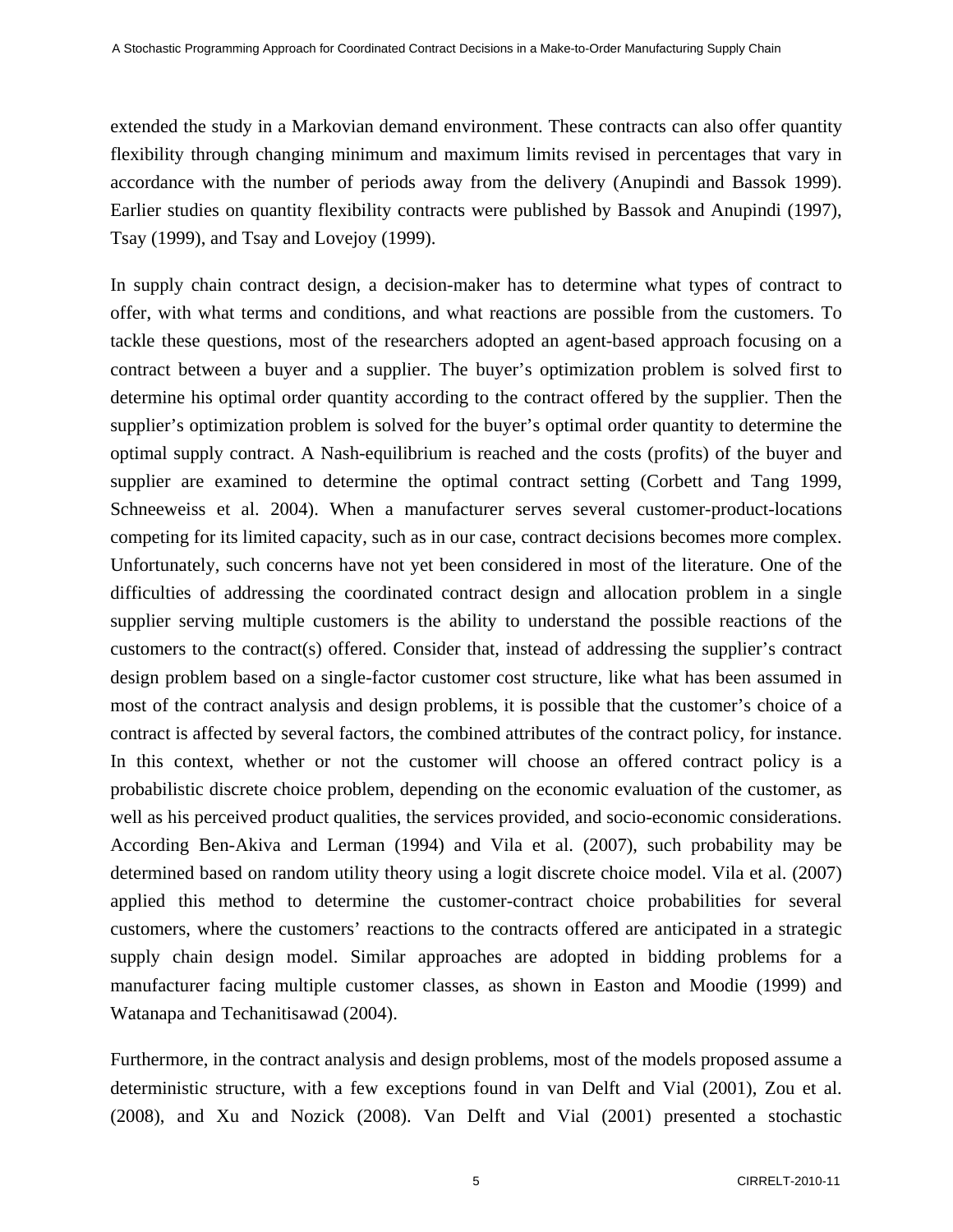extended the study in a Markovian demand environment. These contracts can also offer quantity flexibility through changing minimum and maximum limits revised in percentages that vary in accordance with the number of periods away from the delivery (Anupindi and Bassok 1999). Earlier studies on quantity flexibility contracts were published by Bassok and Anupindi (1997), Tsay (1999), and Tsay and Lovejoy (1999).

In supply chain contract design, a decision-maker has to determine what types of contract to offer, with what terms and conditions, and what reactions are possible from the customers. To tackle these questions, most of the researchers adopted an agent-based approach focusing on a contract between a buyer and a supplier. The buyer's optimization problem is solved first to determine his optimal order quantity according to the contract offered by the supplier. Then the supplier's optimization problem is solved for the buyer's optimal order quantity to determine the optimal supply contract. A Nash-equilibrium is reached and the costs (profits) of the buyer and supplier are examined to determine the optimal contract setting (Corbett and Tang 1999, Schneeweiss et al. 2004). When a manufacturer serves several customer-product-locations competing for its limited capacity, such as in our case, contract decisions becomes more complex. Unfortunately, such concerns have not yet been considered in most of the literature. One of the difficulties of addressing the coordinated contract design and allocation problem in a single supplier serving multiple customers is the ability to understand the possible reactions of the customers to the contract(s) offered. Consider that, instead of addressing the supplier's contract design problem based on a single-factor customer cost structure, like what has been assumed in most of the contract analysis and design problems, it is possible that the customer's choice of a contract is affected by several factors, the combined attributes of the contract policy, for instance. In this context, whether or not the customer will choose an offered contract policy is a probabilistic discrete choice problem, depending on the economic evaluation of the customer, as well as his perceived product qualities, the services provided, and socio-economic considerations. According Ben-Akiva and Lerman (1994) and Vila et al. (2007), such probability may be determined based on random utility theory using a logit discrete choice model. Vila et al. (2007) applied this method to determine the customer-contract choice probabilities for several customers, where the customers' reactions to the contracts offered are anticipated in a strategic supply chain design model. Similar approaches are adopted in bidding problems for a manufacturer facing multiple customer classes, as shown in Easton and Moodie (1999) and Watanapa and Techanitisawad (2004).

Furthermore, in the contract analysis and design problems, most of the models proposed assume a deterministic structure, with a few exceptions found in van Delft and Vial (2001), Zou et al. (2008), and Xu and Nozick (2008). Van Delft and Vial (2001) presented a stochastic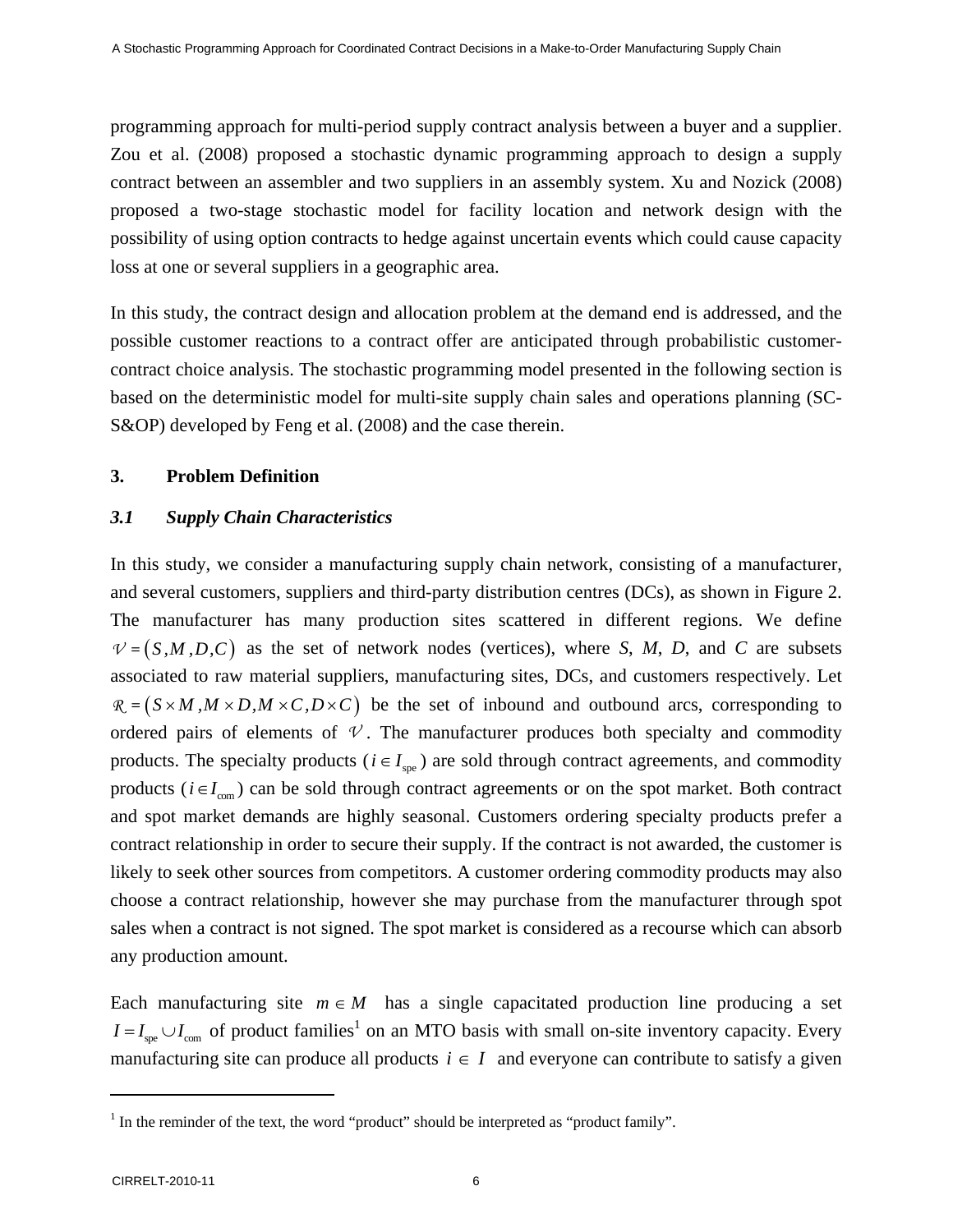programming approach for multi-period supply contract analysis between a buyer and a supplier. Zou et al. (2008) proposed a stochastic dynamic programming approach to design a supply contract between an assembler and two suppliers in an assembly system. Xu and Nozick (2008) proposed a two-stage stochastic model for facility location and network design with the possibility of using option contracts to hedge against uncertain events which could cause capacity loss at one or several suppliers in a geographic area.

In this study, the contract design and allocation problem at the demand end is addressed, and the possible customer reactions to a contract offer are anticipated through probabilistic customer-contract choice analysis. The stochastic programming model presented in the following section is based on the deterministic model for multi-site supply chain sales and operations planning (SC-S&OP) developed by Feng et al. (2008) and the case therein.

## 3. Problem Definition

### *3.1 Supply Chain Characteristics*

In this study, we consider a manufacturing supply chain network, consisting of a manufacturer, and several customers, suppliers and third-party distribution centres (DCs), as shown in Figure 2. The manufacturer has many production sites scattered in different regions. We define $\mathcal{V} = \left(S, M, D, C\right)$ as the set of network nodes (vertices), where *S*, *M*, *D*, and *C* are subsets associated to raw material suppliers, manufacturing sites, DCs, and customers respectively. Let $\mathcal{R} = \left(S \times M, M \times D, M \times C, D \times C\right)$ be the set of inbound and outbound arcs, corresponding to ordered pairs of elements of $\mathcal{V}$. The manufacturer produces both specialty and commodity products. The specialty products ($i \in I_{\text{spe}}$) are sold through contract agreements, and commodity products ($i \in I_{\text{com}}$) can be sold through contract agreements or on the spot market. Both contract and spot market demands are highly seasonal. Customers ordering specialty products prefer a contract relationship in order to secure their supply. If the contract is not awarded, the customer is likely to seek other sources from competitors. A customer ordering commodity products may also choose a contract relationship, however she may purchase from the manufacturer through spot sales when a contract is not signed. The spot market is considered as a recourse which can absorb any production amount.

Each manufacturing site $m \in M$ has a single capacitated production line producing a set $I = I_{\text{spe}} \cup I_{\text{com}}$ of product families[1] on an MTO basis with small on-site inventory capacity. Every manufacturing site can produce all products $i \in I$ and everyone can contribute to satisfy a given

[1] In the reminder of the text, the word "product" should be interpreted as "product family".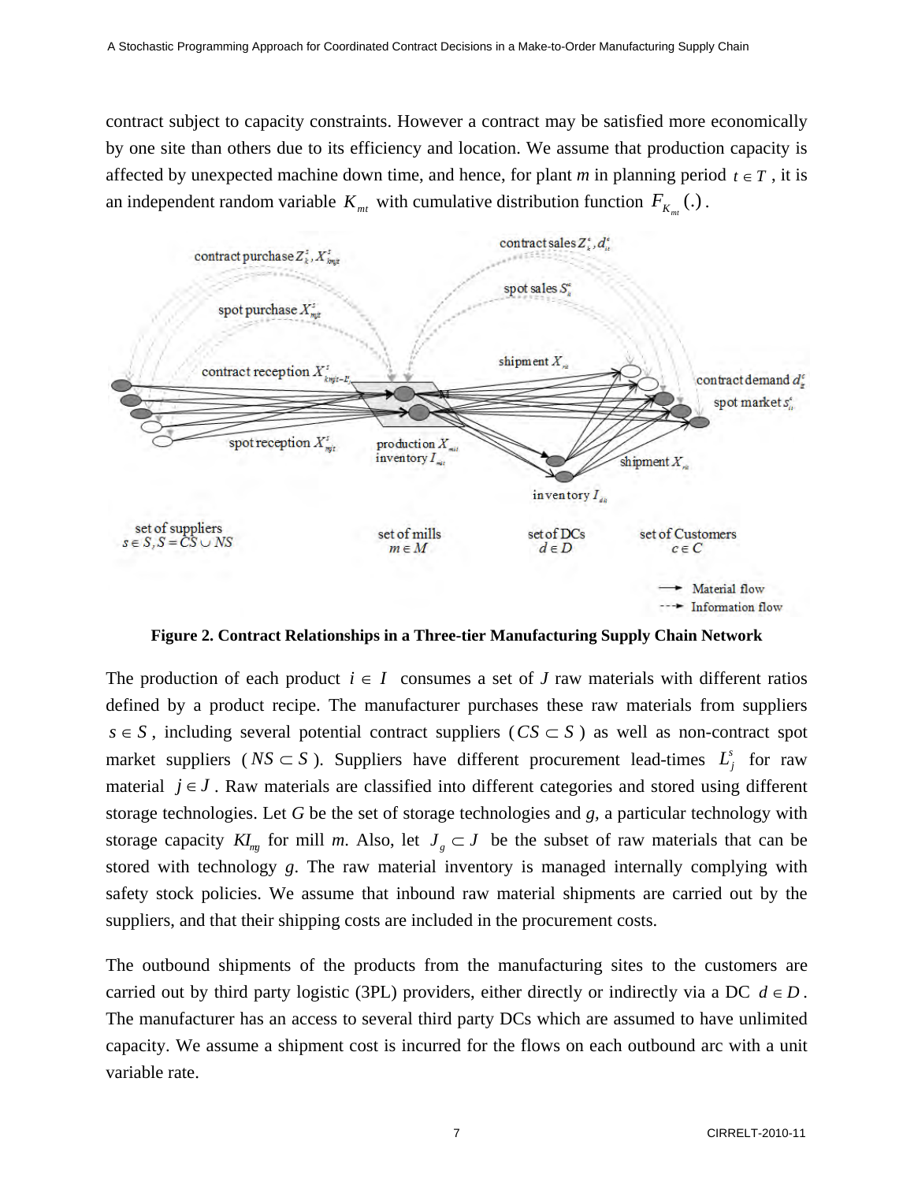contract subject to capacity constraints. However a contract may be satisfied more economically by one site than others due to its efficiency and location. We assume that production capacity is affected by unexpected machine down time, and hence, for plant *m* in planning period $t \in T$, it is an independent random variable $K_{mt}$ with cumulative distribution function $F_{K_{mt}}(.)$.

**Figure 2. Contract Relationships in a Three-tier Manufacturing Supply Chain Network**

The production of each product $i \in I$ consumes a set of *J* raw materials with different ratios defined by a product recipe. The manufacturer purchases these raw materials from suppliers $s \in S$, including several potential contract suppliers ($CS \subset S$) as well as non-contract spot market suppliers ($NS \subset S$). Suppliers have different procurement lead-times $L_j^s$ for raw material $j \in J$. Raw materials are classified into different categories and stored using different storage technologies. Let *G* be the set of storage technologies and *g*, a particular technology with storage capacity $KI_{mg}$ for mill *m*. Also, let $J_g \subset J$ be the subset of raw materials that can be stored with technology *g*. The raw material inventory is managed internally complying with safety stock policies. We assume that inbound raw material shipments are carried out by the suppliers, and that their shipping costs are included in the procurement costs.

The outbound shipments of the products from the manufacturing sites to the customers are carried out by third party logistic (3PL) providers, either directly or indirectly via a DC $d \in D$. The manufacturer has an access to several third party DCs which are assumed to have unlimited capacity. We assume a shipment cost is incurred for the flows on each outbound arc with a unit variable rate.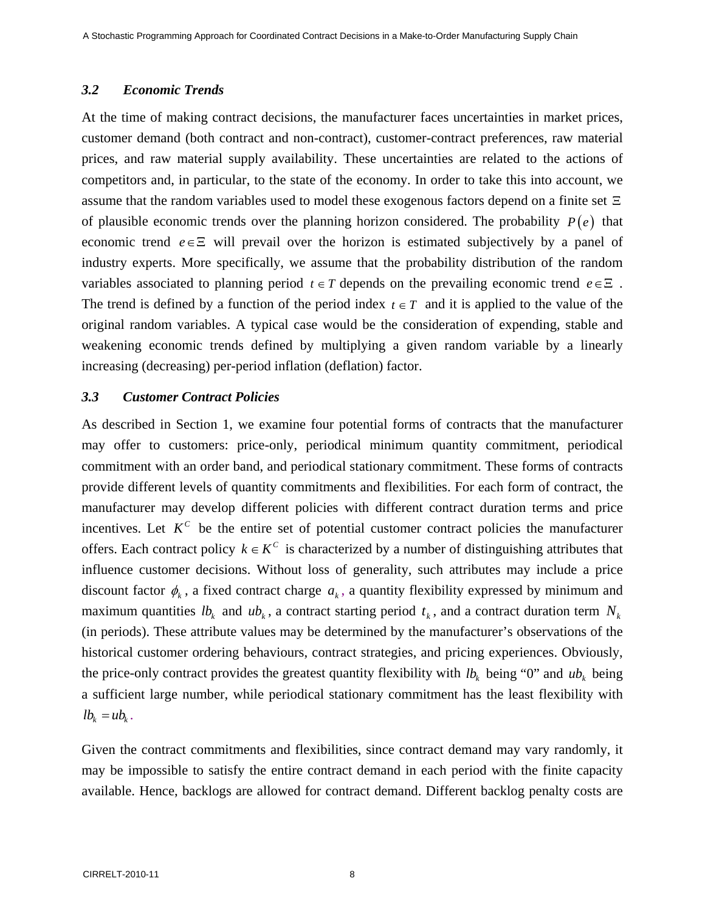### 3.2 Economic Trends

At the time of making contract decisions, the manufacturer faces uncertainties in market prices, customer demand (both contract and non-contract), customer-contract preferences, raw material prices, and raw material supply availability. These uncertainties are related to the actions of competitors and, in particular, to the state of the economy. In order to take this into account, we assume that the random variables used to model these exogenous factors depend on a finite set $\Xi$ of plausible economic trends over the planning horizon considered. The probability $P(e)$ that economic trend $e \in \Xi$ will prevail over the horizon is estimated subjectively by a panel of industry experts. More specifically, we assume that the probability distribution of the random variables associated to planning period $t \in T$ depends on the prevailing economic trend $e \in \Xi$ . The trend is defined by a function of the period index $t \in T$ and it is applied to the value of the original random variables. A typical case would be the consideration of expending, stable and weakening economic trends defined by multiplying a given random variable by a linearly increasing (decreasing) per-period inflation (deflation) factor.

### 3.3 Customer Contract Policies

As described in Section 1, we examine four potential forms of contracts that the manufacturer may offer to customers: price-only, periodical minimum quantity commitment, periodical commitment with an order band, and periodical stationary commitment. These forms of contracts provide different levels of quantity commitments and flexibilities. For each form of contract, the manufacturer may develop different policies with different contract duration terms and price incentives. Let $K^C$ be the entire set of potential customer contract policies the manufacturer offers. Each contract policy $k \in K^C$ is characterized by a number of distinguishing attributes that influence customer decisions. Without loss of generality, such attributes may include a price discount factor $\phi_k$, a fixed contract charge $a_k$, a quantity flexibility expressed by minimum and maximum quantities $lb_k$ and $ub_k$, a contract starting period $t_k$, and a contract duration term $N_k$ (in periods). These attribute values may be determined by the manufacturer's observations of the historical customer ordering behaviours, contract strategies, and pricing experiences. Obviously, the price-only contract provides the greatest quantity flexibility with $lb_k$ being "0" and $ub_k$ being a sufficient large number, while periodical stationary commitment has the least flexibility with $lb_k = ub_k$.

Given the contract commitments and flexibilities, since contract demand may vary randomly, it may be impossible to satisfy the entire contract demand in each period with the finite capacity available. Hence, backlogs are allowed for contract demand. Different backlog penalty costs are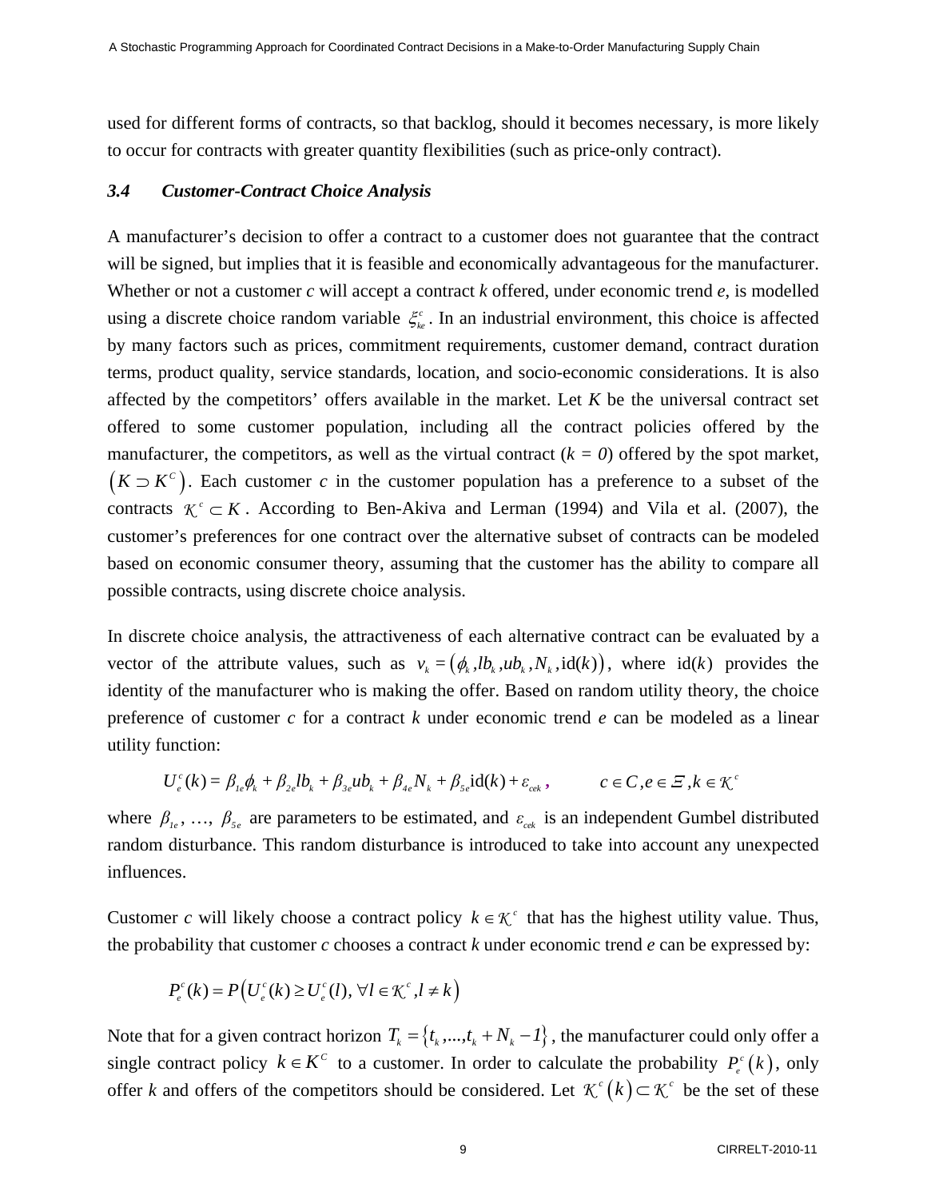used for different forms of contracts, so that backlog, should it becomes necessary, is more likely to occur for contracts with greater quantity flexibilities (such as price-only contract).

### 3.4 Customer-Contract Choice Analysis

A manufacturer's decision to offer a contract to a customer does not guarantee that the contract will be signed, but implies that it is feasible and economically advantageous for the manufacturer. Whether or not a customer *c* will accept a contract *k* offered, under economic trend *e*, is modelled using a discrete choice random variable $\xi_{ke}^{c}$. In an industrial environment, this choice is affected by many factors such as prices, commitment requirements, customer demand, contract duration terms, product quality, service standards, location, and socio-economic considerations. It is also affected by the competitors' offers available in the market. Let *K* be the universal contract set offered to some customer population, including all the contract policies offered by the manufacturer, the competitors, as well as the virtual contract ($k = 0$) offered by the spot market, $\left(K \supset K^{C}\right)$. Each customer *c* in the customer population has a preference to a subset of the contracts $\mathcal{K}^{c} \subset K$. According to Ben-Akiva and Lerman (1994) and Vila et al. (2007), the customer's preferences for one contract over the alternative subset of contracts can be modeled based on economic consumer theory, assuming that the customer has the ability to compare all possible contracts, using discrete choice analysis.

In discrete choice analysis, the attractiveness of each alternative contract can be evaluated by a vector of the attribute values, such as $v_{k} = \left(\phi_{k}, lb_{k}, ub_{k}, N_{k}, \mathrm{id}(k)\right)$, where $\mathrm{id}(k)$ provides the identity of the manufacturer who is making the offer. Based on random utility theory, the choice preference of customer *c* for a contract *k* under economic trend *e* can be modeled as a linear utility function:

$$U_{e}^{c}(k) = \beta_{1e}\phi_{k} + \beta_{2e}lb_{k} + \beta_{3e}ub_{k} + \beta_{4e}N_{k} + \beta_{5e}\mathrm{id}(k) + \varepsilon_{cek}, \qquad c \in C, e \in \Xi, k \in \mathcal{K}^{c}$$

where $\beta_{1e}, \ldots, \beta_{5e}$ are parameters to be estimated, and $\varepsilon_{cek}$ is an independent Gumbel distributed random disturbance. This random disturbance is introduced to take into account any unexpected influences.

Customer *c* will likely choose a contract policy $k \in \mathcal{K}^{c}$ that has the highest utility value. Thus, the probability that customer *c* chooses a contract *k* under economic trend *e* can be expressed by:

$$P_{e}^{c}(k) = P\left(U_{e}^{c}(k) \geq U_{e}^{c}(l), \forall l \in \mathcal{K}^{c}, l \neq k\right)$$

Note that for a given contract horizon $T_{k} = \left\{t_{k}, \ldots, t_{k} + N_{k} - 1\right\}$, the manufacturer could only offer a single contract policy $k \in K^{C}$ to a customer. In order to calculate the probability $P_{e}^{c}\left(k\right)$, only offer *k* and offers of the competitors should be considered. Let $\mathcal{K}^{c}\left(k\right) \subset \mathcal{K}^{c}$ be the set of these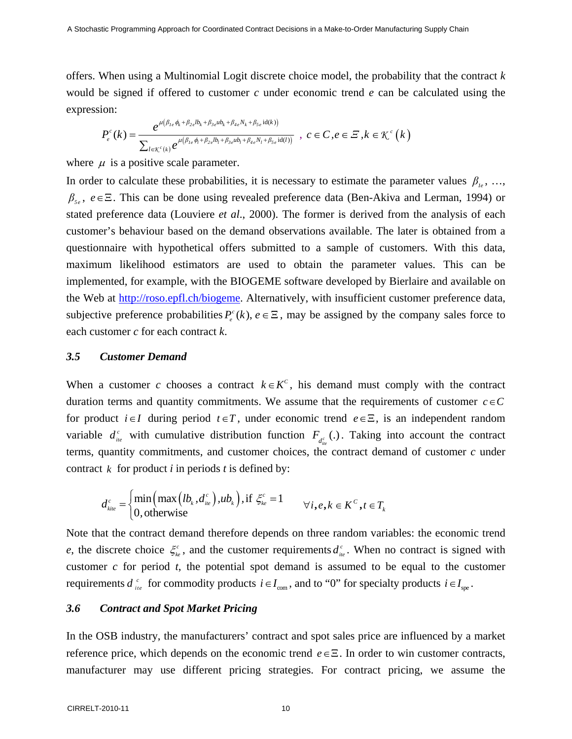offers. When using a Multinomial Logit discrete choice model, the probability that the contract $k$ would be signed if offered to customer $c$ under economic trend $e$ can be calculated using the expression:

$$P_e^c(k) = \frac{e^{\mu\left(\beta_{1e}\phi_k + \beta_{2e}lb_k + \beta_{3e}ub_k + \beta_{4e}N_k + \beta_{5e}\,\mathrm{id}(k)\right)}}{\sum_{l \in \mathcal{K}^c(k)} e^{\mu\left(\beta_{1e}\phi_l + \beta_{2e}lb_l + \beta_{3e}ub_l + \beta_{4e}N_l + \beta_{5e}\,\mathrm{id}(l)\right)}}, \; c \in C, e \in \Xi, k \in \mathcal{K}^c(k)$$

where $\mu$ is a positive scale parameter.

In order to calculate these probabilities, it is necessary to estimate the parameter values $\beta_{1e}$, …, $\beta_{5e}$, $e \in \Xi$. This can be done using revealed preference data (Ben-Akiva and Lerman, 1994) or stated preference data (Louviere *et al*., 2000). The former is derived from the analysis of each customer's behaviour based on the demand observations available. The later is obtained from a questionnaire with hypothetical offers submitted to a sample of customers. With this data, maximum likelihood estimators are used to obtain the parameter values. This can be implemented, for example, with the BIOGEME software developed by Bierlaire and available on the Web at http://roso.epfl.ch/biogeme. Alternatively, with insufficient customer preference data, subjective preference probabilities $P_e^c(k)$, $e \in \Xi$, may be assigned by the company sales force to each customer $c$ for each contract $k$.

### 3.5 Customer Demand

When a customer $c$ chooses a contract $k \in K^C$, his demand must comply with the contract duration terms and quantity commitments. We assume that the requirements of customer $c \in C$ for product $i \in I$ during period $t \in T$, under economic trend $e \in \Xi$, is an independent random variable $d_{ite}^c$ with cumulative distribution function $F_{d_{ite}^c}(.)$. Taking into account the contract terms, quantity commitments, and customer choices, the contract demand of customer $c$ under contract $k$ for product $i$ in periods $t$ is defined by:

$$d_{kite}^c = \begin{cases} \min\left(\max\left(lb_k, d_{ite}^c\right), ub_k\right), \text{if } \xi_{ke}^c = 1 \\ 0, \text{otherwise} \end{cases} \qquad \forall i, e, k \in K^C, t \in T_k$$

Note that the contract demand therefore depends on three random variables: the economic trend $e$, the discrete choice $\xi_{ke}^c$, and the customer requirements $d_{ite}^c$. When no contract is signed with customer $c$ for period $t$, the potential spot demand is assumed to be equal to the customer requirements $d_{ite}^c$ for commodity products $i \in I_{\mathrm{com}}$, and to "0" for specialty products $i \in I_{\mathrm{spe}}$.

### 3.6 Contract and Spot Market Pricing

In the OSB industry, the manufacturers' contract and spot sales price are influenced by a market reference price, which depends on the economic trend $e \in \Xi$. In order to win customer contracts, manufacturer may use different pricing strategies. For contract pricing, we assume the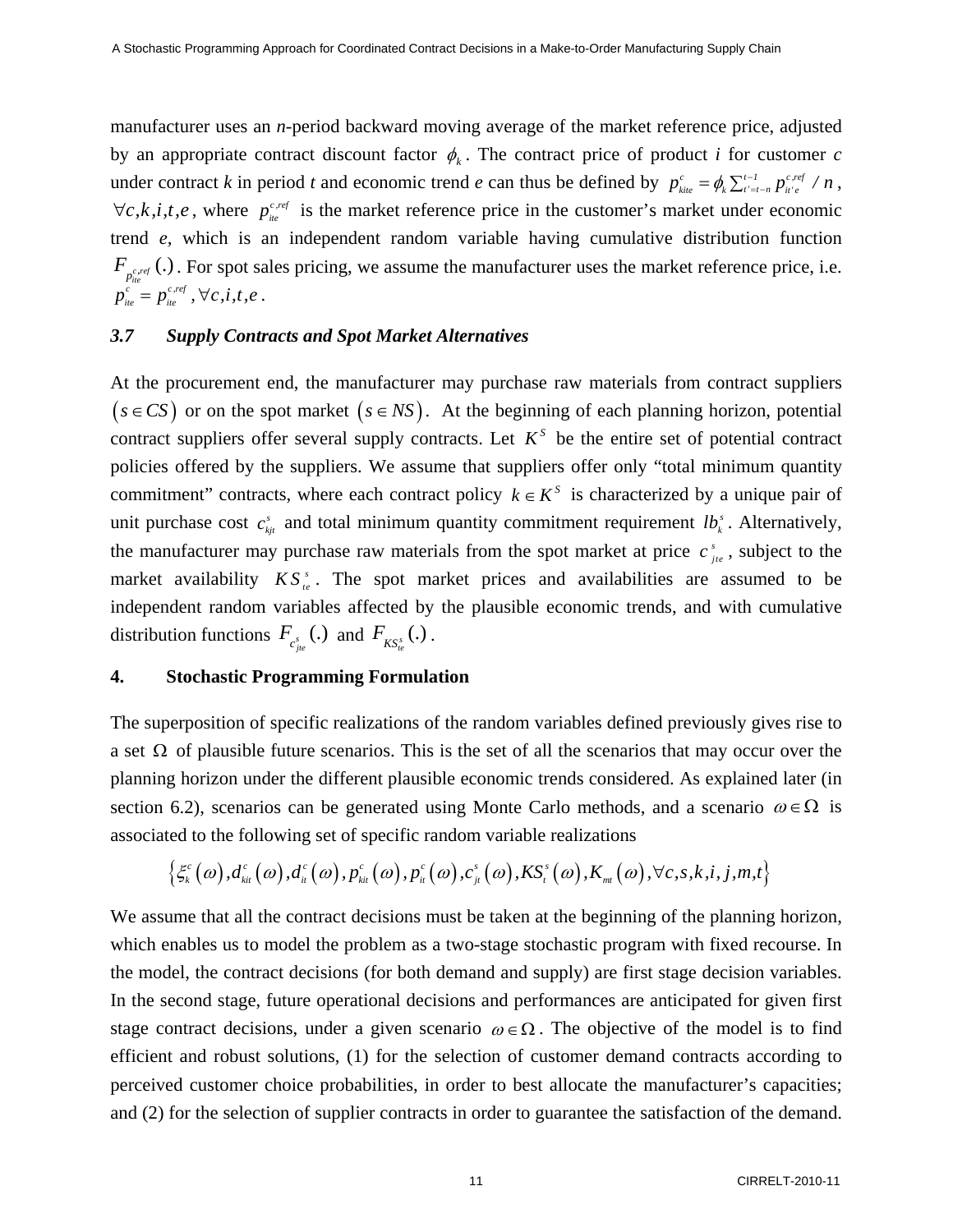manufacturer uses an *n*-period backward moving average of the market reference price, adjusted by an appropriate contract discount factor $\phi_k$. The contract price of product *i* for customer *c* under contract *k* in period *t* and economic trend *e* can thus be defined by $p_{kite}^{c} = \phi_k \sum_{t'=t-n}^{t-1} p_{it'e}^{c,ref} / n$, $\forall c,k,i,t,e$, where $p_{ite}^{c,ref}$ is the market reference price in the customer's market under economic trend *e*, which is an independent random variable having cumulative distribution function $F_{p_{ite}^{c,ref}}(.)$. For spot sales pricing, we assume the manufacturer uses the market reference price, i.e. $p_{ite}^{c} = p_{ite}^{c,ref}, \forall c,i,t,e$.

### *3.7 Supply Contracts and Spot Market Alternatives*

At the procurement end, the manufacturer may purchase raw materials from contract suppliers $(s \in CS)$ or on the spot market $(s \in NS)$. At the beginning of each planning horizon, potential contract suppliers offer several supply contracts. Let $K^S$ be the entire set of potential contract policies offered by the suppliers. We assume that suppliers offer only "total minimum quantity commitment" contracts, where each contract policy $k \in K^S$ is characterized by a unique pair of unit purchase cost $c_{kjt}^{s}$ and total minimum quantity commitment requirement $lb_k^s$. Alternatively, the manufacturer may purchase raw materials from the spot market at price $c_{jte}^{s}$, subject to the market availability $KS_{te}^{s}$. The spot market prices and availabilities are assumed to be independent random variables affected by the plausible economic trends, and with cumulative distribution functions $F_{c_{jte}^{s}}(.)$ and $F_{KS_{te}^{s}}(.)$.

## 4. Stochastic Programming Formulation

The superposition of specific realizations of the random variables defined previously gives rise to a set $\Omega$ of plausible future scenarios. This is the set of all the scenarios that may occur over the planning horizon under the different plausible economic trends considered. As explained later (in section 6.2), scenarios can be generated using Monte Carlo methods, and a scenario $\omega \in \Omega$ is associated to the following set of specific random variable realizations

$$\left\{ \xi_k^c(\omega), d_{kit}^c(\omega), d_{it}^c(\omega), p_{kit}^c(\omega), p_{it}^c(\omega), c_{jt}^s(\omega), KS_t^s(\omega), K_{mt}(\omega), \forall c,s,k,i,j,m,t \right\}$$

We assume that all the contract decisions must be taken at the beginning of the planning horizon, which enables us to model the problem as a two-stage stochastic program with fixed recourse. In the model, the contract decisions (for both demand and supply) are first stage decision variables. In the second stage, future operational decisions and performances are anticipated for given first stage contract decisions, under a given scenario $\omega \in \Omega$. The objective of the model is to find efficient and robust solutions, (1) for the selection of customer demand contracts according to perceived customer choice probabilities, in order to best allocate the manufacturer's capacities; and (2) for the selection of supplier contracts in order to guarantee the satisfaction of the demand.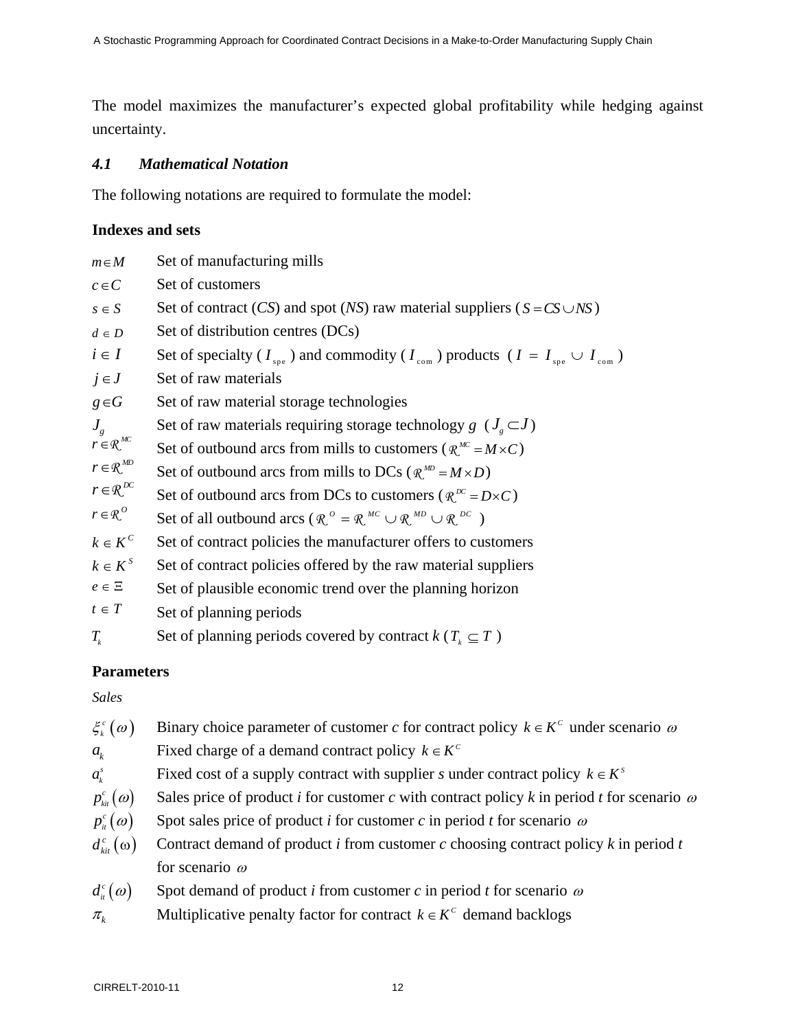The model maximizes the manufacturer's expected global profitability while hedging against uncertainty.

### *4.1 Mathematical Notation*

The following notations are required to formulate the model:

**Indexes and sets**

| | |
|---|---|
| $m \in M$ | Set of manufacturing mills |
| $c \in C$ | Set of customers |
| $s \in S$ | Set of contract (*CS*) and spot (*NS*) raw material suppliers ($S = CS \cup NS$) |
| $d \in D$ | Set of distribution centres (DCs) |
| $i \in I$ | Set of specialty ($I_{spe}$) and commodity ($I_{com}$) products ($I = I_{spe} \cup I_{com}$) |
| $j \in J$ | Set of raw materials |
| $g \in G$ | Set of raw material storage technologies |
| $J_g$ | Set of raw materials requiring storage technology $g$ ($J_g \subset J$) |
| $r \in \mathcal{R}^{MC}$ | Set of outbound arcs from mills to customers ($\mathcal{R}^{MC} = M \times C$) |
| $r \in \mathcal{R}^{MD}$ | Set of outbound arcs from mills to DCs ($\mathcal{R}^{MD} = M \times D$) |
| $r \in \mathcal{R}^{DC}$ | Set of outbound arcs from DCs to customers ($\mathcal{R}^{DC} = D \times C$) |
| $r \in \mathcal{R}^{O}$ | Set of all outbound arcs ($\mathcal{R}^{O} = \mathcal{R}^{MC} \cup \mathcal{R}^{MD} \cup \mathcal{R}^{DC}$) |
| $k \in K^C$ | Set of contract policies the manufacturer offers to customers |
| $k \in K^S$ | Set of contract policies offered by the raw material suppliers |
| $e \in \Xi$ | Set of plausible economic trend over the planning horizon |
| $t \in T$ | Set of planning periods |
| $T_k$ | Set of planning periods covered by contract $k$ ($T_k \subseteq T$) |

**Parameters**

*Sales*

| | |
|---|---|
| $\xi_k^c(\omega)$ | Binary choice parameter of customer *c* for contract policy $k \in K^C$ under scenario $\omega$ |
| $a_k$ | Fixed charge of a demand contract policy $k \in K^C$ |
| $a_k^s$ | Fixed cost of a supply contract with supplier *s* under contract policy $k \in K^S$ |
| $p_{kit}^c(\omega)$ | Sales price of product *i* for customer *c* with contract policy *k* in period *t* for scenario $\omega$ |
| $p_{it}^c(\omega)$ | Spot sales price of product *i* for customer *c* in period *t* for scenario $\omega$ |
| $d_{kit}^c(\omega)$ | Contract demand of product *i* from customer *c* choosing contract policy *k* in period *t* for scenario $\omega$ |
| $d_{it}^c(\omega)$ | Spot demand of product *i* from customer *c* in period *t* for scenario $\omega$ |
| $\pi_k$ | Multiplicative penalty factor for contract $k \in K^C$ demand backlogs |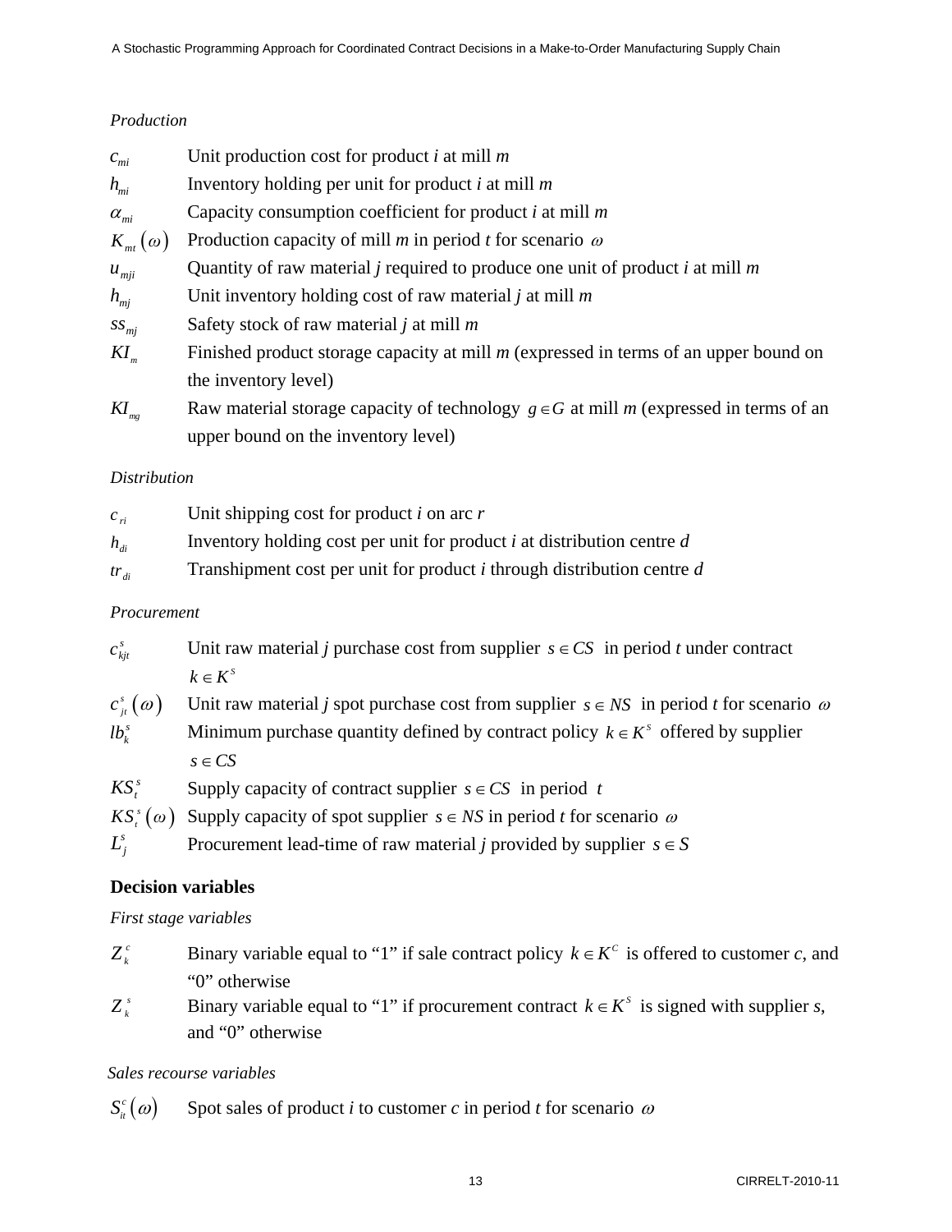*Production*

| | |
|---|---|
| $c_{mi}$ | Unit production cost for product *i* at mill *m* |
| $h_{mi}$ | Inventory holding per unit for product *i* at mill *m* |
| $\alpha_{mi}$ | Capacity consumption coefficient for product *i* at mill *m* |
| $K_{mt}(\omega)$ | Production capacity of mill *m* in period *t* for scenario $\omega$ |
| $u_{mji}$ | Quantity of raw material *j* required to produce one unit of product *i* at mill *m* |
| $h_{mj}$ | Unit inventory holding cost of raw material *j* at mill *m* |
| $ss_{mj}$ | Safety stock of raw material *j* at mill *m* |
| $KI_m$ | Finished product storage capacity at mill *m* (expressed in terms of an upper bound on the inventory level) |
| $KI_{mg}$ | Raw material storage capacity of technology $g \in G$ at mill *m* (expressed in terms of an upper bound on the inventory level) |

*Distribution*

| | |
|---|---|
| $c_{ri}$ | Unit shipping cost for product *i* on arc *r* |
| $h_{di}$ | Inventory holding cost per unit for product *i* at distribution centre *d* |
| $tr_{di}$ | Transhipment cost per unit for product *i* through distribution centre *d* |

*Procurement*

| | |
|---|---|
| $c^s_{kjt}$ | Unit raw material *j* purchase cost from supplier $s \in CS$ in period *t* under contract $k \in K^s$ |
| $c^s_{jt}(\omega)$ | Unit raw material *j* spot purchase cost from supplier $s \in NS$ in period *t* for scenario $\omega$ |
| $lb^s_k$ | Minimum purchase quantity defined by contract policy $k \in K^s$ offered by supplier $s \in CS$ |
| $KS^s_t$ | Supply capacity of contract supplier $s \in CS$ in period $t$ |
| $KS^s_t(\omega)$ | Supply capacity of spot supplier $s \in NS$ in period *t* for scenario $\omega$ |
| $L^s_j$ | Procurement lead-time of raw material *j* provided by supplier $s \in S$ |

## Decision variables

*First stage variables*

| | |
|---|---|
| $Z^c_k$ | Binary variable equal to "1" if sale contract policy $k \in K^C$ is offered to customer *c*, and "0" otherwise |
| $Z^s_k$ | Binary variable equal to "1" if procurement contract $k \in K^S$ is signed with supplier *s*, and "0" otherwise |

*Sales recourse variables*

| | |
|---|---|
| $S^c_{it}(\omega)$ | Spot sales of product *i* to customer *c* in period *t* for scenario $\omega$ |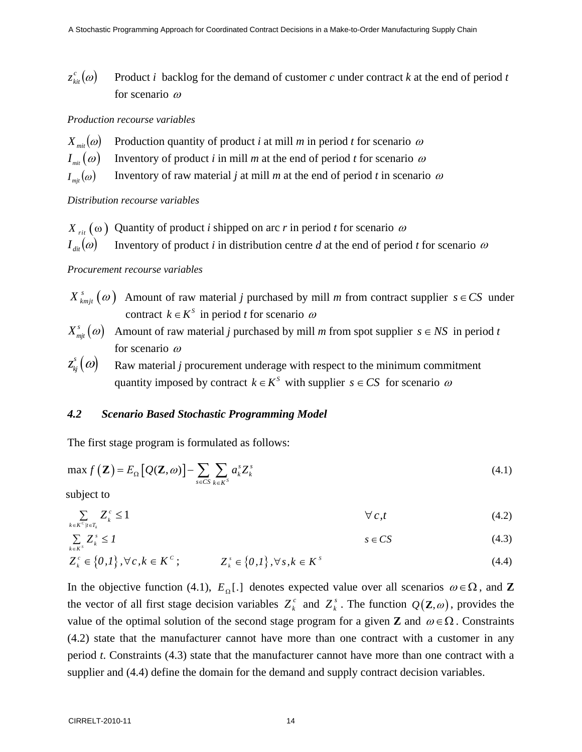$z^{c}_{kit}(\omega)$ Product $i$ backlog for the demand of customer $c$ under contract $k$ at the end of period $t$ for scenario $\omega$

*Production recourse variables*

$X_{mit}(\omega)$ Production quantity of product $i$ at mill $m$ in period $t$ for scenario $\omega$

$I_{mit}(\omega)$ Inventory of product $i$ in mill $m$ at the end of period $t$ for scenario $\omega$

$I_{mjt}(\omega)$ Inventory of raw material $j$ at mill $m$ at the end of period $t$ in scenario $\omega$

*Distribution recourse variables*

$X_{rit}(\omega)$ Quantity of product $i$ shipped on arc $r$ in period $t$ for scenario $\omega$

$I_{dit}(\omega)$ Inventory of product $i$ in distribution centre $d$ at the end of period $t$ for scenario $\omega$

*Procurement recourse variables*

$X^{s}_{kmjt}(\omega)$ Amount of raw material $j$ purchased by mill $m$ from contract supplier $s \in CS$ under contract $k \in K^{S}$ in period $t$ for scenario $\omega$

$X^{s}_{mjt}(\omega)$ Amount of raw material $j$ purchased by mill $m$ from spot supplier $s \in NS$ in period $t$ for scenario $\omega$

$z^{s}_{kj}(\omega)$ Raw material $j$ procurement underage with respect to the minimum commitment quantity imposed by contract $k \in K^{S}$ with supplier $s \in CS$ for scenario $\omega$

### 4.2 Scenario Based Stochastic Programming Model

The first stage program is formulated as follows:

$$\max f(\mathbf{Z}) = E_{\Omega}\left[Q(\mathbf{Z},\omega)\right] - \sum_{s \in CS} \sum_{k \in K^{S}} a^{s}_{k} Z^{s}_{k} \tag{4.1}$$

subject to

$$\sum_{k \in K^{C} | t \in T_k} Z^{c}_{k} \leq 1 \qquad \forall\, c, t \tag{4.2}$$

$$\sum_{k \in K^{S}} Z^{s}_{k} \leq 1 \qquad s \in CS \tag{4.3}$$

$$Z^{c}_{k} \in \{0,1\}, \forall c, k \in K^{C}; \qquad Z^{s}_{k} \in \{0,1\}, \forall s, k \in K^{S} \tag{4.4}$$

In the objective function (4.1), $E_{\Omega}[.]$ denotes expected value over all scenarios $\omega \in \Omega$, and **Z** the vector of all first stage decision variables $Z^{c}_{k}$ and $Z^{s}_{k}$. The function $Q(\mathbf{Z},\omega)$, provides the value of the optimal solution of the second stage program for a given **Z** and $\omega \in \Omega$. Constraints (4.2) state that the manufacturer cannot have more than one contract with a customer in any period $t$. Constraints (4.3) state that the manufacturer cannot have more than one contract with a supplier and (4.4) define the domain for the demand and supply contract decision variables.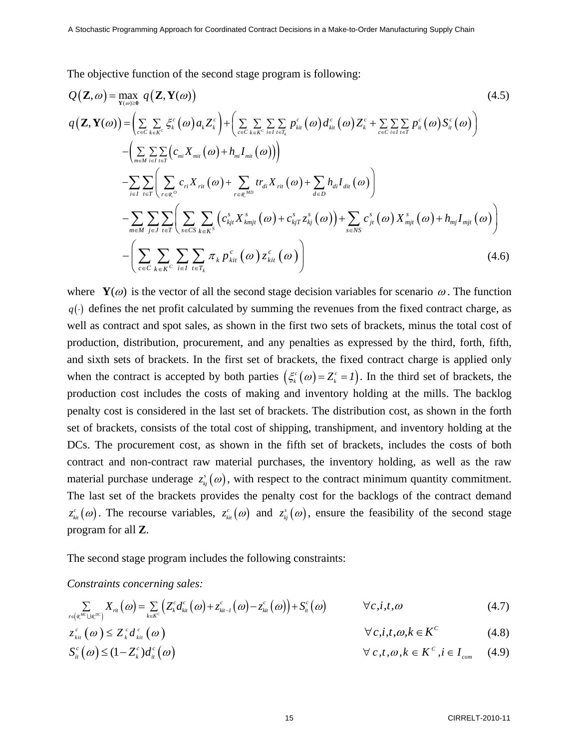The objective function of the second stage program is following:

$$Q\left(\mathbf{Z},\omega\right)=\max_{\mathbf{Y}(\omega)\geq\mathbf{0}}\; q\left(\mathbf{Z},\mathbf{Y}(\omega)\right) \tag{4.5}$$

$$\begin{aligned}
q\left(\mathbf{Z},\mathbf{Y}(\omega)\right)=&\left(\sum_{c\in C}\sum_{k\in K^{C}}\xi_{k}^{c}\left(\omega\right)a_{k}Z_{k}^{c}\right)+\left(\sum_{c\in C}\sum_{k\in K^{C}}\sum_{i\in I}\sum_{t\in T_{k}}p_{kit}^{c}\left(\omega\right)d_{kit}^{c}\left(\omega\right)Z_{k}^{c}+\sum_{c\in C}\sum_{i\in I}\sum_{t\in T}p_{it}^{c}\left(\omega\right)S_{it}^{c}\left(\omega\right)\right)\\
&-\left(\sum_{m\in M}\sum_{i\in I}\sum_{t\in T}\left(c_{mi}X_{mit}\left(\omega\right)+h_{mi}I_{mit}\left(\omega\right)\right)\right)\\
&-\sum_{i\in I}\sum_{t\in T}\left(\sum_{r\in\mathcal{R}^{O}}c_{ri}X_{rit}\left(\omega\right)+\sum_{r\in\mathcal{R}^{MD}}tr_{di}X_{rit}\left(\omega\right)+\sum_{d\in D}h_{di}I_{dit}\left(\omega\right)\right)\\
&-\sum_{m\in M}\sum_{j\in J}\sum_{t\in T}\left(\sum_{s\in CS}\sum_{k\in K^{S}}\left(c_{kjt}^{s}X_{kmjt}^{s}\left(\omega\right)+c_{kjT}^{s}z_{kj}^{s}\left(\omega\right)\right)+\sum_{s\in NS}c_{jt}^{s}\left(\omega\right)X_{mjt}^{s}\left(\omega\right)+h_{mj}I_{mjt}\left(\omega\right)\right)\\
&-\left(\sum_{c\in C}\sum_{k\in K^{C}}\sum_{i\in I}\sum_{t\in T_{k}}\pi_{k}\,p_{kit}^{c}\left(\omega\right)z_{kit}^{c}\left(\omega\right)\right)
\end{aligned} \tag{4.6}$$

where $\mathbf{Y}(\omega)$ is the vector of all the second stage decision variables for scenario $\omega$. The function $q(\cdot)$ defines the net profit calculated by summing the revenues from the fixed contract charge, as well as contract and spot sales, as shown in the first two sets of brackets, minus the total cost of production, distribution, procurement, and any penalties as expressed by the third, forth, fifth, and sixth sets of brackets. In the first set of brackets, the fixed contract charge is applied only when the contract is accepted by both parties $\left(\xi_{k}^{c}\left(\omega\right)=Z_{k}^{c}=1\right)$. In the third set of brackets, the production cost includes the costs of making and inventory holding at the mills. The backlog penalty cost is considered in the last set of brackets. The distribution cost, as shown in the forth set of brackets, consists of the total cost of shipping, transhipment, and inventory holding at the DCs. The procurement cost, as shown in the fifth set of brackets, includes the costs of both contract and non-contract raw material purchases, the inventory holding, as well as the raw material purchase underage $z_{kj}^{s}\left(\omega\right)$, with respect to the contract minimum quantity commitment. The last set of the brackets provides the penalty cost for the backlogs of the contract demand $z_{kit}^{c}\left(\omega\right)$. The recourse variables, $z_{kit}^{c}\left(\omega\right)$ and $z_{kj}^{s}\left(\omega\right)$, ensure the feasibility of the second stage program for all **Z**.

The second stage program includes the following constraints:

*Constraints concerning sales:*

$$\sum_{r\in\left(\mathcal{R}^{MC}\cup\mathcal{R}^{DC}\right)}X_{rit}\left(\omega\right)=\sum_{k\in K^{C}}\left(Z_{k}^{c}d_{kit}^{c}\left(\omega\right)+z_{kit-1}^{c}\left(\omega\right)-z_{kit}^{c}\left(\omega\right)\right)+S_{it}^{c}\left(\omega\right)\qquad\forall c,i,t,\omega \tag{4.7}$$

$$z_{kit}^{c}\left(\omega\right)\leq Z_{k}^{c}d_{kit}^{c}\left(\omega\right)\qquad\forall c,i,t,\omega,k\in K^{C} \tag{4.8}$$

$$S_{it}^{c}\left(\omega\right)\leq(1-Z_{k}^{c})d_{it}^{c}\left(\omega\right)\qquad\forall c,t,\omega,k\in K^{C},i\in I_{com} \tag{4.9}$$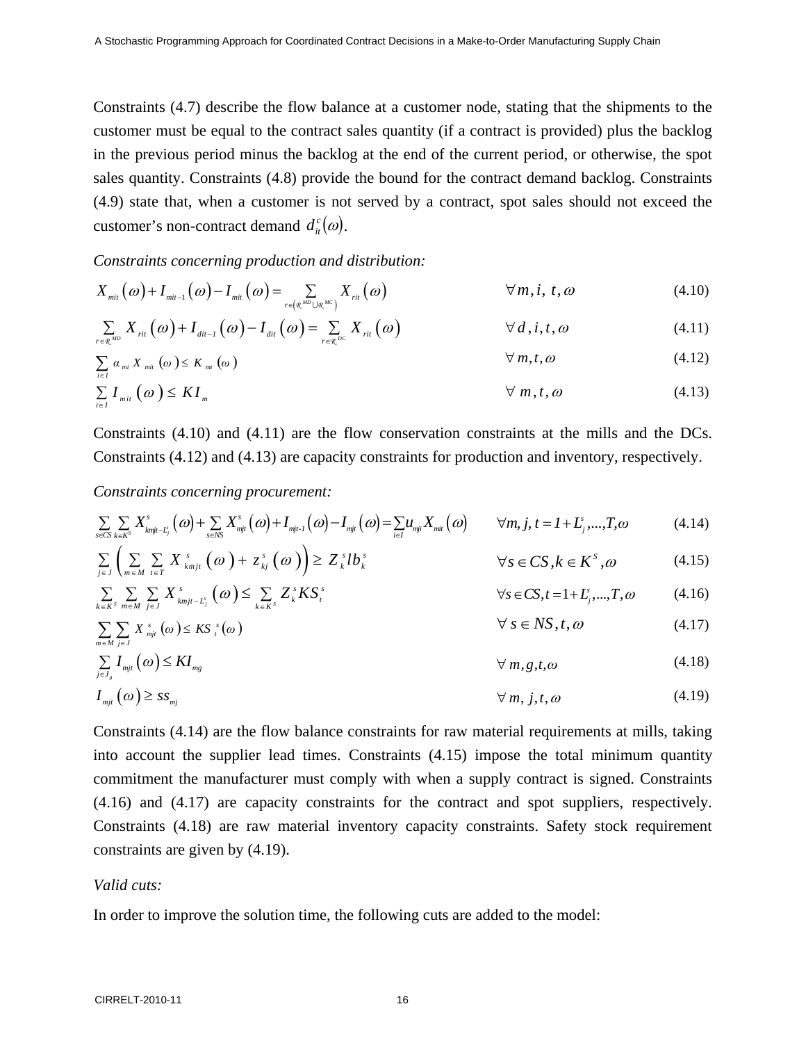Constraints (4.7) describe the flow balance at a customer node, stating that the shipments to the customer must be equal to the contract sales quantity (if a contract is provided) plus the backlog in the previous period minus the backlog at the end of the current period, or otherwise, the spot sales quantity. Constraints (4.8) provide the bound for the contract demand backlog. Constraints (4.9) state that, when a customer is not served by a contract, spot sales should not exceed the customer's non-contract demand $d_{it}^{c}(\omega)$.

*Constraints concerning production and distribution:*

$$X_{mit}(\omega)+I_{mit-1}(\omega)-I_{mit}(\omega)=\sum_{r\in\left(\mathcal{R}_{c}^{MD}\cup\mathcal{R}_{c}^{MC}\right)}X_{rit}(\omega) \qquad \forall m,i,t,\omega \tag{4.10}$$

$$\sum_{r\in\mathcal{R}_{c}^{MD}}X_{rit}(\omega)+I_{dit-1}(\omega)-I_{dit}(\omega)=\sum_{r\in\mathcal{R}_{c}^{DC}}X_{rit}(\omega) \qquad \forall d,i,t,\omega \tag{4.11}$$

$$\sum_{i\in I}\alpha_{mi}X_{mit}(\omega)\le K_{mt}(\omega) \qquad \forall m,t,\omega \tag{4.12}$$

$$\sum_{i\in I}I_{mit}(\omega)\le KI_{m} \qquad \forall m,t,\omega \tag{4.13}$$

Constraints (4.10) and (4.11) are the flow conservation constraints at the mills and the DCs. Constraints (4.12) and (4.13) are capacity constraints for production and inventory, respectively.

*Constraints concerning procurement:*

$$\sum_{s\in CS}\sum_{k\in K^{s}}X_{kmjt-L_{j}^{s}}^{s}(\omega)+\sum_{s\in NS}X_{mjt}^{s}(\omega)+I_{mjt-1}(\omega)-I_{mjt}(\omega)=\sum_{i\in I}u_{mji}X_{mit}(\omega) \qquad \forall m,j,t=1+L_{j}^{s},...,T,\omega \tag{4.14}$$

$$\sum_{j\in J}\left(\sum_{m\in M}\sum_{t\in T}X_{kmjt}^{s}(\omega)+z_{kj}^{s}(\omega)\right)\ge Z_{k}^{s}lb_{k}^{s} \qquad \forall s\in CS,k\in K^{S},\omega \tag{4.15}$$

$$\sum_{k\in K^{S}}\sum_{m\in M}\sum_{j\in J}X_{kmjt-L_{j}^{s}}^{s}(\omega)\le\sum_{k\in K^{S}}Z_{k}^{s}KS_{t}^{s} \qquad \forall s\in CS,t=1+L_{j}^{s},...,T,\omega \tag{4.16}$$

$$\sum_{m\in M}\sum_{j\in J}X_{mjt}^{s}(\omega)\le KS_{t}^{s}(\omega) \qquad \forall s\in NS,t,\omega \tag{4.17}$$

$$\sum_{j\in J_{g}}I_{mjt}(\omega)\le KI_{mg} \qquad \forall m,g,t,\omega \tag{4.18}$$

$$I_{mjt}(\omega)\ge ss_{mj} \qquad \forall m,j,t,\omega \tag{4.19}$$

Constraints (4.14) are the flow balance constraints for raw material requirements at mills, taking into account the supplier lead times. Constraints (4.15) impose the total minimum quantity commitment the manufacturer must comply with when a supply contract is signed. Constraints (4.16) and (4.17) are capacity constraints for the contract and spot suppliers, respectively. Constraints (4.18) are raw material inventory capacity constraints. Safety stock requirement constraints are given by (4.19).

*Valid cuts:*

In order to improve the solution time, the following cuts are added to the model: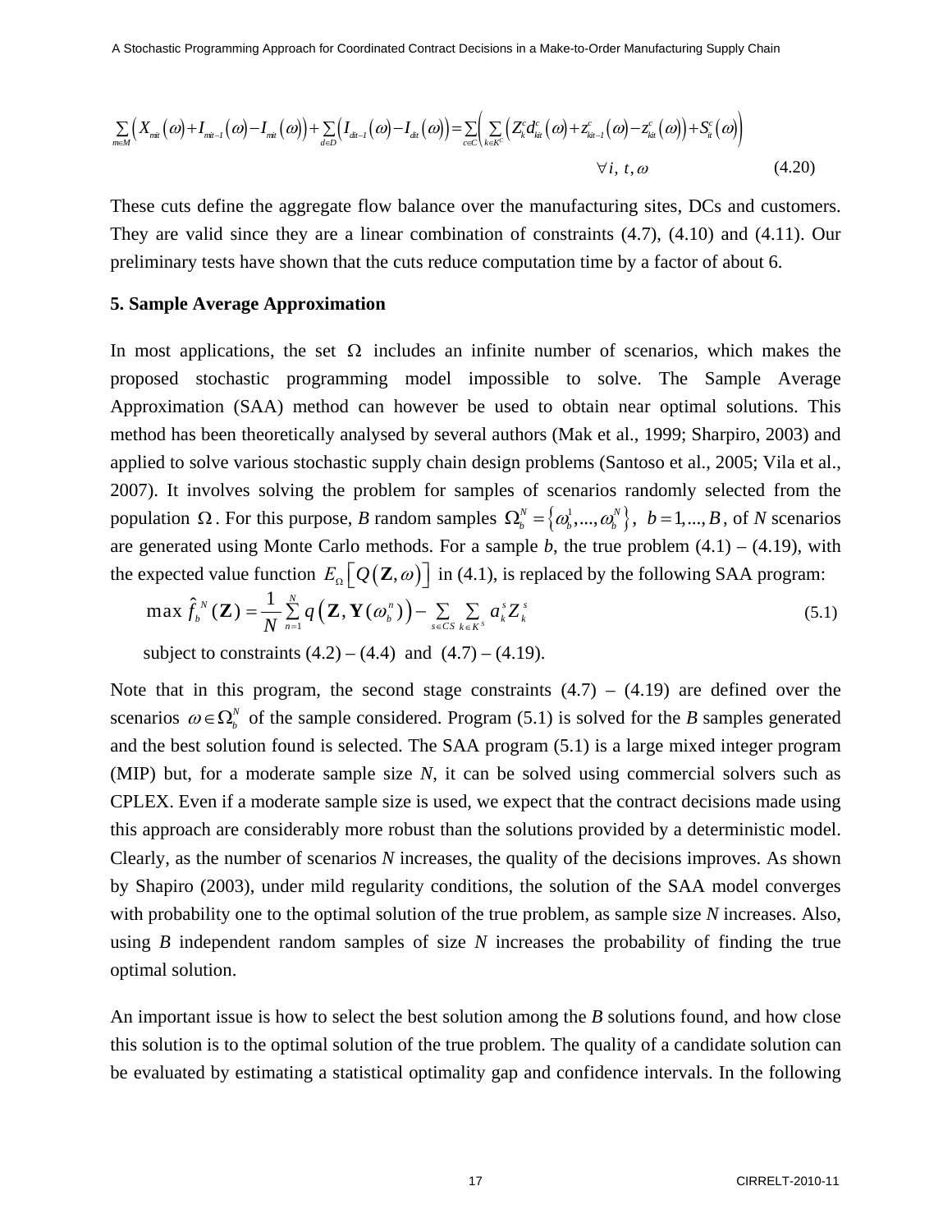$$\sum_{m\in M}\left(X_{mit}(\omega)+I_{mit-1}(\omega)-I_{mit}(\omega)\right)+\sum_{d\in D}\left(I_{dit-1}(\omega)-I_{dit}(\omega)\right)=\sum_{c\in C}\left(\sum_{k\in K^C}\left(Z_k^c d_{kit}^c(\omega)+z_{kit-1}^c(\omega)-z_{kit}^c(\omega)\right)+S_{it}^c(\omega)\right)$$

$$\forall i,\ t,\omega \qquad (4.20)$$

These cuts define the aggregate flow balance over the manufacturing sites, DCs and customers. They are valid since they are a linear combination of constraints (4.7), (4.10) and (4.11). Our preliminary tests have shown that the cuts reduce computation time by a factor of about 6.

## 5. Sample Average Approximation

In most applications, the set $\Omega$ includes an infinite number of scenarios, which makes the proposed stochastic programming model impossible to solve. The Sample Average Approximation (SAA) method can however be used to obtain near optimal solutions. This method has been theoretically analysed by several authors (Mak et al., 1999; Sharpiro, 2003) and applied to solve various stochastic supply chain design problems (Santoso et al., 2005; Vila et al., 2007). It involves solving the problem for samples of scenarios randomly selected from the population $\Omega$. For this purpose, *B* random samples $\Omega_b^N=\left\{\omega_b^1,...,\omega_b^N\right\},\ b=1,...,B$, of *N* scenarios are generated using Monte Carlo methods. For a sample *b*, the true problem (4.1) – (4.19), with the expected value function $E_\Omega\left[Q(\mathbf{Z},\omega)\right]$ in (4.1), is replaced by the following SAA program:

$$\max \hat{f}_b^N(\mathbf{Z})=\frac{1}{N}\sum_{n=1}^{N}q\left(\mathbf{Z},\mathbf{Y}(\omega_b^n)\right)-\sum_{s\in CS}\sum_{k\in K^S}a_k^s Z_k^s \qquad (5.1)$$

subject to constraints (4.2) – (4.4) and (4.7) – (4.19).

Note that in this program, the second stage constraints (4.7) – (4.19) are defined over the scenarios $\omega\in\Omega_b^N$ of the sample considered. Program (5.1) is solved for the *B* samples generated and the best solution found is selected. The SAA program (5.1) is a large mixed integer program (MIP) but, for a moderate sample size *N*, it can be solved using commercial solvers such as CPLEX. Even if a moderate sample size is used, we expect that the contract decisions made using this approach are considerably more robust than the solutions provided by a deterministic model. Clearly, as the number of scenarios *N* increases, the quality of the decisions improves. As shown by Shapiro (2003), under mild regularity conditions, the solution of the SAA model converges with probability one to the optimal solution of the true problem, as sample size *N* increases. Also, using *B* independent random samples of size *N* increases the probability of finding the true optimal solution.

An important issue is how to select the best solution among the *B* solutions found, and how close this solution is to the optimal solution of the true problem. The quality of a candidate solution can be evaluated by estimating a statistical optimality gap and confidence intervals. In the following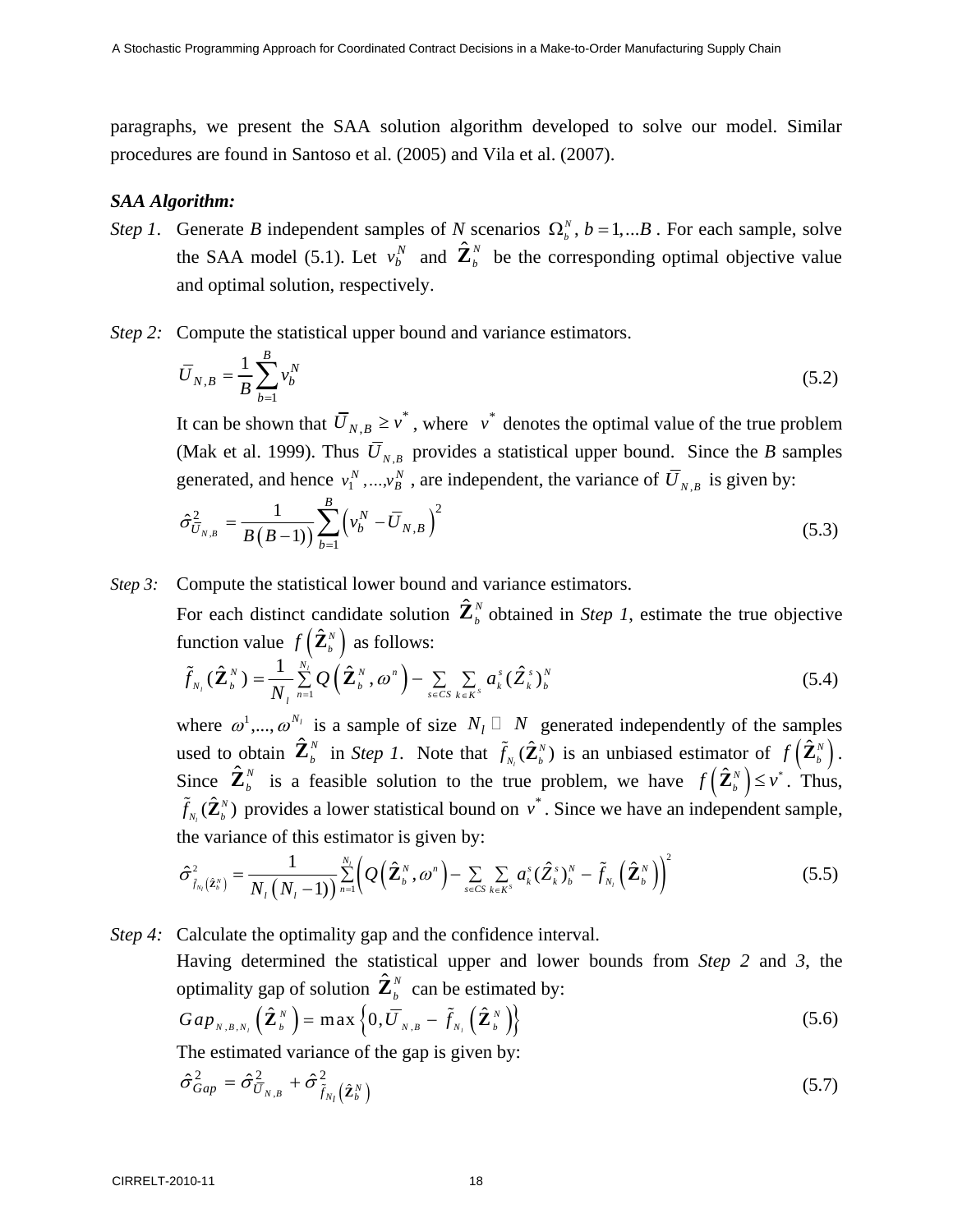paragraphs, we present the SAA solution algorithm developed to solve our model. Similar procedures are found in Santoso et al. (2005) and Vila et al. (2007).

***SAA Algorithm:***

*Step 1*. Generate *B* independent samples of *N* scenarios $\Omega_b^N,\ b = 1,...B$. For each sample, solve the SAA model (5.1). Let $v_b^N$ and $\hat{\mathbf{Z}}_b^N$ be the corresponding optimal objective value and optimal solution, respectively.

*Step 2:* Compute the statistical upper bound and variance estimators.

$$\bar{U}_{N,B} = \frac{1}{B}\sum_{b=1}^{B} v_b^N \tag{5.2}$$

It can be shown that $\bar{U}_{N,B} \geq v^*$, where $v^*$ denotes the optimal value of the true problem (Mak et al. 1999). Thus $\bar{U}_{N,B}$ provides a statistical upper bound. Since the *B* samples generated, and hence $v_1^N,...,v_B^N$, are independent, the variance of $\bar{U}_{N,B}$ is given by:

$$\hat{\sigma}^2_{\bar{U}_{N,B}} = \frac{1}{B(B-1)}\sum_{b=1}^{B}\left(v_b^N - \bar{U}_{N,B}\right)^2 \tag{5.3}$$

*Step 3:* Compute the statistical lower bound and variance estimators.

For each distinct candidate solution $\hat{\mathbf{Z}}_b^N$ obtained in *Step 1*, estimate the true objective function value $f\left(\hat{\mathbf{Z}}_b^N\right)$ as follows:

$$\tilde{f}_{N_l}(\hat{\mathbf{Z}}_b^N) = \frac{1}{N_l}\sum_{n=1}^{N_l} Q\left(\hat{\mathbf{Z}}_b^N, \omega^n\right) - \sum_{s\in CS}\sum_{k\in K^s} a_k^s (\hat{Z}_k^s)_b^N \tag{5.4}$$

where $\omega^1,...,\omega^{N_l}$ is a sample of size $N_l \gg N$ generated independently of the samples used to obtain $\hat{\mathbf{Z}}_b^N$ in *Step 1*. Note that $\tilde{f}_{N_l}(\hat{\mathbf{Z}}_b^N)$ is an unbiased estimator of $f\left(\hat{\mathbf{Z}}_b^N\right)$. Since $\hat{\mathbf{Z}}_b^N$ is a feasible solution to the true problem, we have $f\left(\hat{\mathbf{Z}}_b^N\right) \leq v^*$. Thus, $\tilde{f}_{N_l}(\hat{\mathbf{Z}}_b^N)$ provides a lower statistical bound on $v^*$. Since we have an independent sample, the variance of this estimator is given by:

$$\hat{\sigma}^2_{\tilde{f}_{N_l}\left(\hat{\mathbf{Z}}_b^N\right)} = \frac{1}{N_l\left(N_l - 1\right)}\sum_{n=1}^{N_l}\left(Q\left(\hat{\mathbf{Z}}_b^N, \omega^n\right) - \sum_{s\in CS}\sum_{k\in K^s} a_k^s (\hat{Z}_k^s)_b^N - \tilde{f}_{N_l}\left(\hat{\mathbf{Z}}_b^N\right)\right)^2 \tag{5.5}$$

*Step 4:* Calculate the optimality gap and the confidence interval.

Having determined the statistical upper and lower bounds from *Step 2* and *3*, the optimality gap of solution $\hat{\mathbf{Z}}_b^N$ can be estimated by:

$$Gap_{N,B,N_l}\left(\hat{\mathbf{Z}}_b^N\right) = \max\left\{0, \bar{U}_{N,B} - \tilde{f}_{N_l}\left(\hat{\mathbf{Z}}_b^N\right)\right\} \tag{5.6}$$

The estimated variance of the gap is given by:

$$\hat{\sigma}^2_{Gap} = \hat{\sigma}^2_{\bar{U}_{N,B}} + \hat{\sigma}^2_{\tilde{f}_{N_l}\left(\hat{\mathbf{Z}}_b^N\right)} \tag{5.7}$$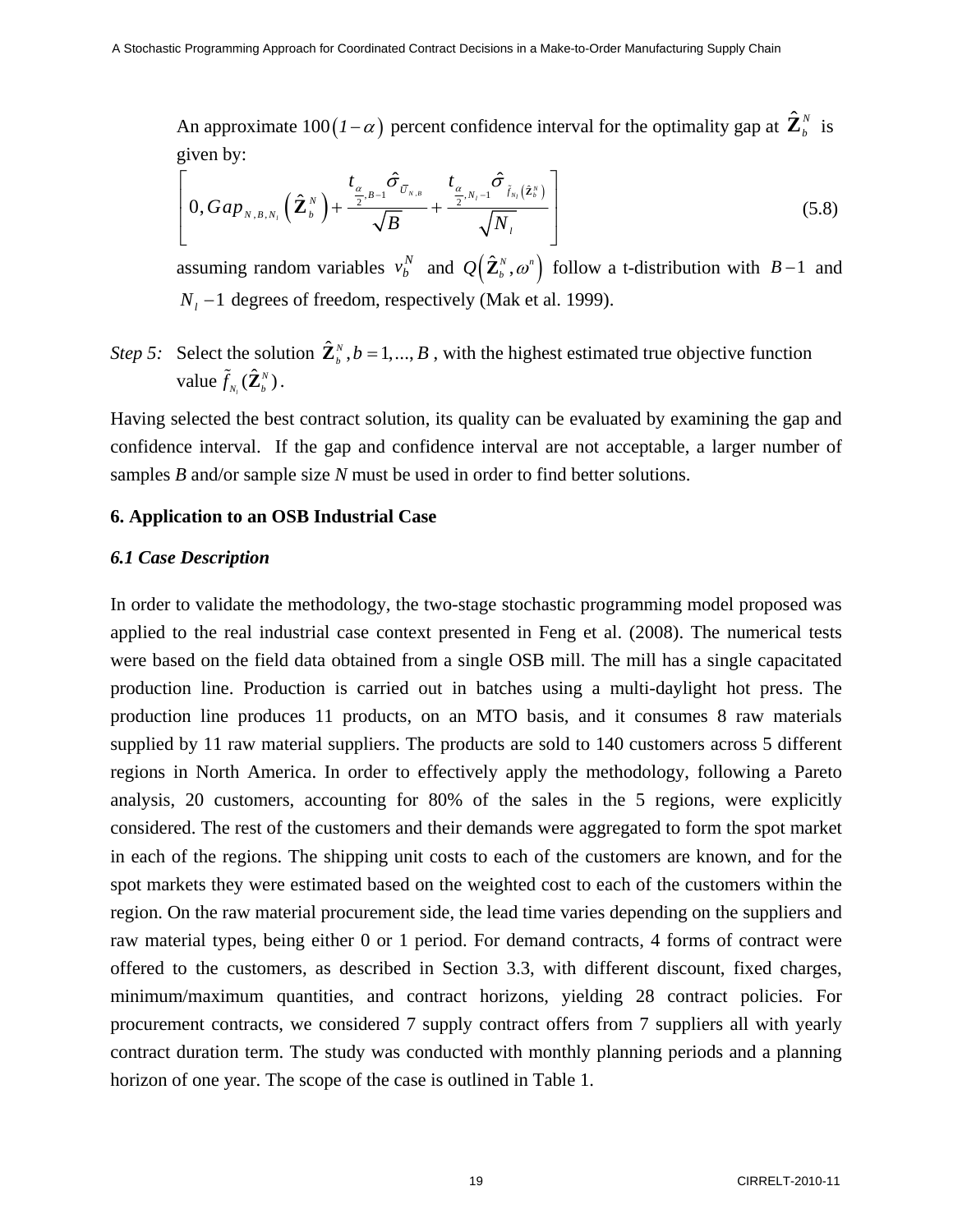An approximate $100(1-\alpha)$ percent confidence interval for the optimality gap at $\hat{\mathbf{Z}}_b^N$ is given by:

$$\left[0, Gap_{N,B,N_l}\left(\hat{\mathbf{Z}}_b^N\right) + \frac{t_{\frac{\alpha}{2},B-1}\hat{\sigma}_{\overline{U}_{N,B}}}{\sqrt{B}} + \frac{t_{\frac{\alpha}{2},N_l-1}\hat{\sigma}_{\tilde{f}_{N_l}\left(\hat{\mathbf{Z}}_b^N\right)}}{\sqrt{N_l}}\right] \tag{5.8}$$

assuming random variables $v_b^N$ and $Q\left(\hat{\mathbf{Z}}_b^N, \omega^n\right)$ follow a t-distribution with $B-1$ and $N_l - 1$ degrees of freedom, respectively (Mak et al. 1999).

*Step 5:* Select the solution $\hat{\mathbf{Z}}_b^N, b = 1,..., B$, with the highest estimated true objective function value $\tilde{f}_{N_l}(\hat{\mathbf{Z}}_b^N)$.

Having selected the best contract solution, its quality can be evaluated by examining the gap and confidence interval. If the gap and confidence interval are not acceptable, a larger number of samples *B* and/or sample size *N* must be used in order to find better solutions.

## 6. Application to an OSB Industrial Case

### *6.1 Case Description*

In order to validate the methodology, the two-stage stochastic programming model proposed was applied to the real industrial case context presented in Feng et al. (2008). The numerical tests were based on the field data obtained from a single OSB mill. The mill has a single capacitated production line. Production is carried out in batches using a multi-daylight hot press. The production line produces 11 products, on an MTO basis, and it consumes 8 raw materials supplied by 11 raw material suppliers. The products are sold to 140 customers across 5 different regions in North America. In order to effectively apply the methodology, following a Pareto analysis, 20 customers, accounting for 80% of the sales in the 5 regions, were explicitly considered. The rest of the customers and their demands were aggregated to form the spot market in each of the regions. The shipping unit costs to each of the customers are known, and for the spot markets they were estimated based on the weighted cost to each of the customers within the region. On the raw material procurement side, the lead time varies depending on the suppliers and raw material types, being either 0 or 1 period. For demand contracts, 4 forms of contract were offered to the customers, as described in Section 3.3, with different discount, fixed charges, minimum/maximum quantities, and contract horizons, yielding 28 contract policies. For procurement contracts, we considered 7 supply contract offers from 7 suppliers all with yearly contract duration term. The study was conducted with monthly planning periods and a planning horizon of one year. The scope of the case is outlined in Table 1.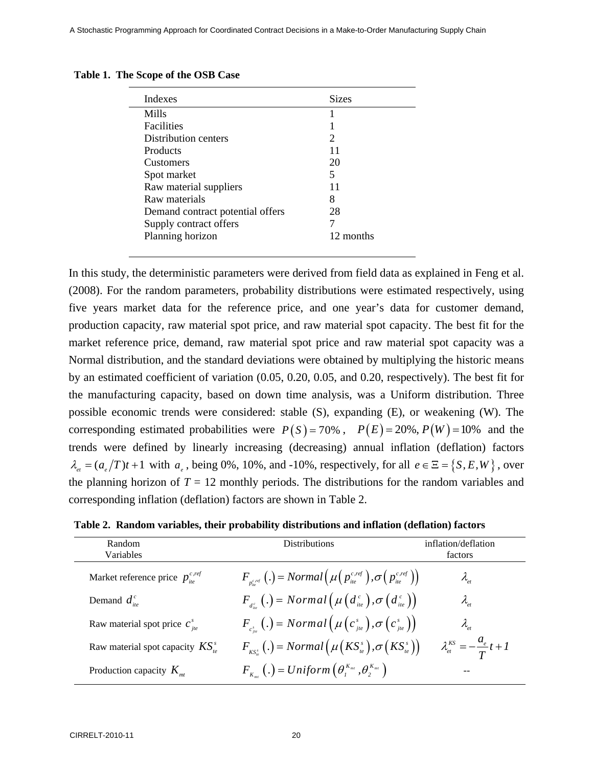**Table 1. The Scope of the OSB Case**

| Indexes | Sizes |
|---|---|
| Mills | 1 |
| Facilities | 1 |
| Distribution centers | 2 |
| Products | 11 |
| Customers | 20 |
| Spot market | 5 |
| Raw material suppliers | 11 |
| Raw materials | 8 |
| Demand contract potential offers | 28 |
| Supply contract offers | 7 |
| Planning horizon | 12 months |

In this study, the deterministic parameters were derived from field data as explained in Feng et al. (2008). For the random parameters, probability distributions were estimated respectively, using five years market data for the reference price, and one year's data for customer demand, production capacity, raw material spot price, and raw material spot capacity. The best fit for the market reference price, demand, raw material spot price and raw material spot capacity was a Normal distribution, and the standard deviations were obtained by multiplying the historic means by an estimated coefficient of variation (0.05, 0.20, 0.05, and 0.20, respectively). The best fit for the manufacturing capacity, based on down time analysis, was a Uniform distribution. Three possible economic trends were considered: stable (S), expanding (E), or weakening (W). The corresponding estimated probabilities were $P(S) = 70\%$, $P(E) = 20\%, P(W) = 10\%$ and the trends were defined by linearly increasing (decreasing) annual inflation (deflation) factors $\lambda_{et} = (a_e/T)t + 1$ with $a_e$, being 0%, 10%, and -10%, respectively, for all $e \in \Xi = \{S, E, W\}$, over the planning horizon of $T$ = 12 monthly periods. The distributions for the random variables and corresponding inflation (deflation) factors are shown in Table 2.

**Table 2. Random variables, their probability distributions and inflation (deflation) factors**

| Random Variables | Distributions | inflation/deflation factors |
|---|---|---|
| Market reference price $p_{ite}^{c,ref}$ | $F_{p_{ite}^{c,ref}}(.) = Normal\left(\mu\left(p_{ite}^{c,ref}\right), \sigma\left(p_{ite}^{c,ref}\right)\right)$ | $\lambda_{et}$ |
| Demand $d_{ite}^{c}$ | $F_{d_{ite}^{c}}(.) = Normal\left(\mu\left(d_{ite}^{c}\right), \sigma\left(d_{ite}^{c}\right)\right)$ | $\lambda_{et}$ |
| Raw material spot price $c_{jte}^{s}$ | $F_{c_{jte}^{s}}(.) = Normal\left(\mu\left(c_{jte}^{s}\right), \sigma\left(c_{jte}^{s}\right)\right)$ | $\lambda_{et}$ |
| Raw material spot capacity $KS_{te}^{s}$ | $F_{KS_{te}^{s}}(.) = Normal\left(\mu\left(KS_{te}^{s}\right), \sigma\left(KS_{te}^{s}\right)\right)$ | $\lambda_{et}^{KS} = -\dfrac{a_e}{T}t + 1$ |
| Production capacity $K_{mt}$ | $F_{K_{mt}}(.) = Uniform\left(\theta_1^{K_{mt}}, \theta_2^{K_{mt}}\right)$ | -- |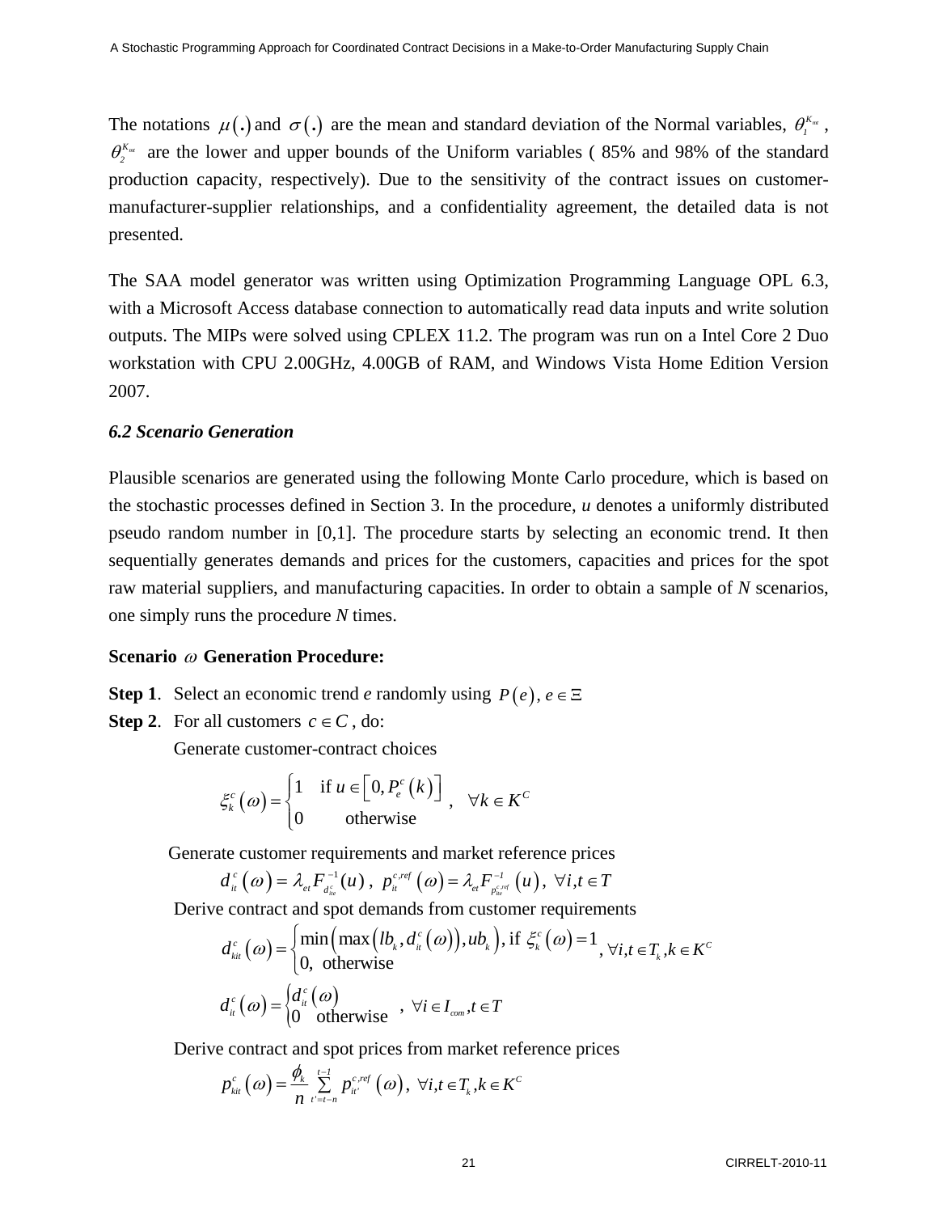The notations $\mu(.)$ and $\sigma(.)$ are the mean and standard deviation of the Normal variables, $\theta_1^{K_{mt}}$, $\theta_2^{K_{mt}}$ are the lower and upper bounds of the Uniform variables ( 85% and 98% of the standard production capacity, respectively). Due to the sensitivity of the contract issues on customer-manufacturer-supplier relationships, and a confidentiality agreement, the detailed data is not presented.

The SAA model generator was written using Optimization Programming Language OPL 6.3, with a Microsoft Access database connection to automatically read data inputs and write solution outputs. The MIPs were solved using CPLEX 11.2. The program was run on a Intel Core 2 Duo workstation with CPU 2.00GHz, 4.00GB of RAM, and Windows Vista Home Edition Version 2007.

### *6.2 Scenario Generation*

Plausible scenarios are generated using the following Monte Carlo procedure, which is based on the stochastic processes defined in Section 3. In the procedure, *u* denotes a uniformly distributed pseudo random number in [0,1]. The procedure starts by selecting an economic trend. It then sequentially generates demands and prices for the customers, capacities and prices for the spot raw material suppliers, and manufacturing capacities. In order to obtain a sample of *N* scenarios, one simply runs the procedure *N* times.

**Scenario $\omega$ Generation Procedure:**

**Step 1**. Select an economic trend *e* randomly using $P(e), e \in \Xi$

**Step 2**. For all customers $c \in C$ , do:

Generate customer-contract choices

$$\xi_k^c(\omega) = \begin{cases} 1 & \text{if } u \in \left[0, P_e^c(k)\right] \\ 0 & \text{otherwise} \end{cases}, \quad \forall k \in K^C$$

Generate customer requirements and market reference prices

$$d_{it}^c(\omega) = \lambda_{et} F_{d_{ite}^c}^{-1}(u), \; p_{it}^{c,ref}(\omega) = \lambda_{et} F_{p_{ite}^{c,ref}}^{-1}(u), \; \forall i, t \in T$$

Derive contract and spot demands from customer requirements

$$d_{kit}^c(\omega) = \begin{cases} \min\left(\max\left(lb_k, d_{it}^c(\omega)\right), ub_k\right), \text{if } \xi_k^c(\omega) = 1 \\ 0, \text{ otherwise} \end{cases}, \forall i, t \in T_k, k \in K^C$$

$$d_{it}^c(\omega) = \begin{cases} d_{it}^c(\omega) \\ 0 \quad \text{otherwise} \end{cases}, \; \forall i \in I_{com}, t \in T$$

Derive contract and spot prices from market reference prices

$$p_{kit}^c(\omega) = \frac{\phi_k}{n} \sum_{t'=t-n}^{t-1} p_{it'}^{c,ref}(\omega), \; \forall i, t \in T_k, k \in K^C$$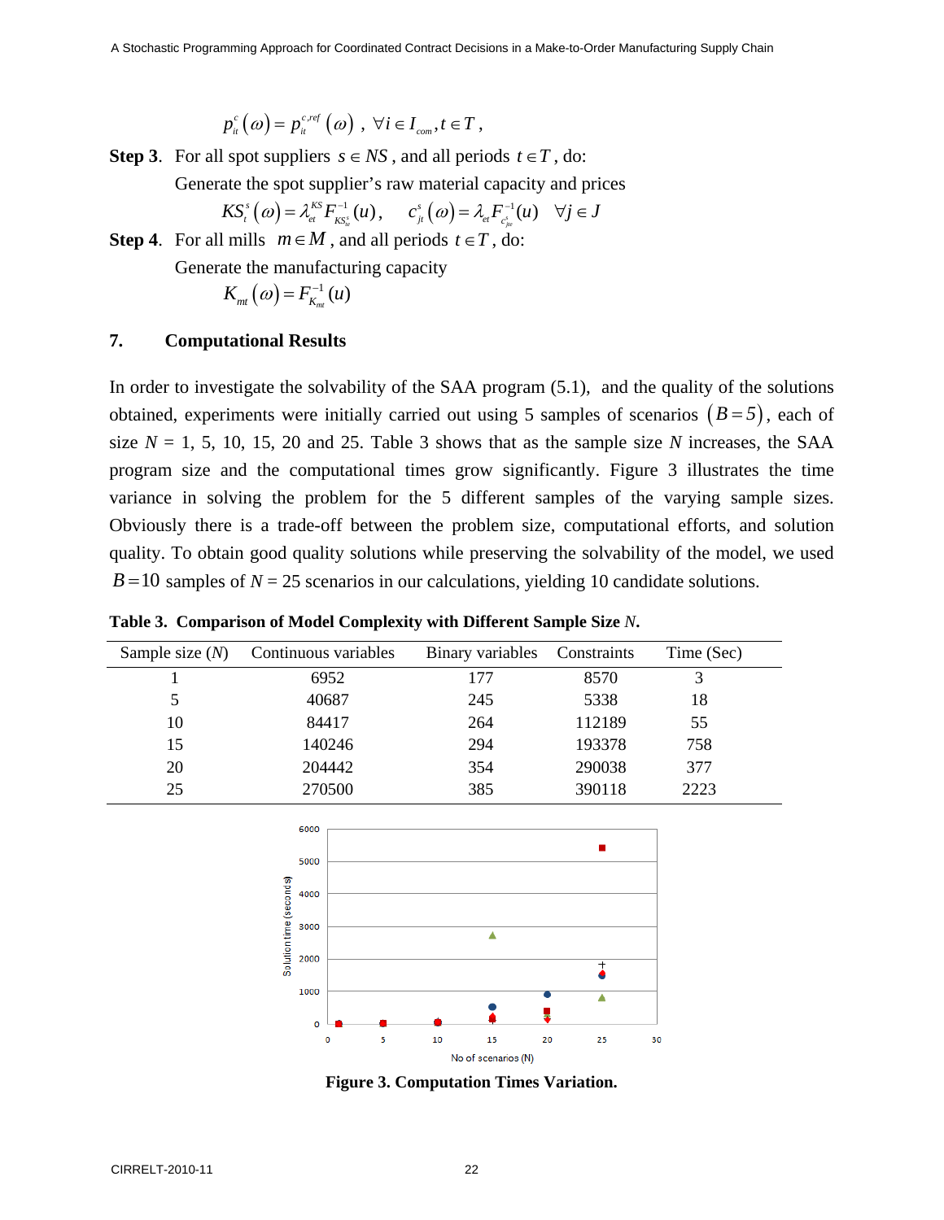$$p_{it}^{c}(\omega) = p_{it}^{c,ref}(\omega)\ ,\ \forall i \in I_{com}, t \in T\ ,$$

**Step 3**. For all spot suppliers $s \in NS$, and all periods $t \in T$, do:

Generate the spot supplier's raw material capacity and prices

$$KS_{t}^{s}(\omega) = \lambda_{et}^{KS} F_{KS_{te}^{s}}^{-1}(u), \quad c_{jt}^{s}(\omega) = \lambda_{et} F_{c_{jte}^{s}}^{-1}(u) \quad \forall j \in J$$

**Step 4**. For all mills $m \in M$, and all periods $t \in T$, do:

Generate the manufacturing capacity

$$K_{mt}(\omega) = F_{K_{mt}}^{-1}(u)$$

## 7. Computational Results

In order to investigate the solvability of the SAA program (5.1), and the quality of the solutions obtained, experiments were initially carried out using 5 samples of scenarios $(B=5)$, each of size $N$ = 1, 5, 10, 15, 20 and 25. Table 3 shows that as the sample size $N$ increases, the SAA program size and the computational times grow significantly. Figure 3 illustrates the time variance in solving the problem for the 5 different samples of the varying sample sizes. Obviously there is a trade-off between the problem size, computational efforts, and solution quality. To obtain good quality solutions while preserving the solvability of the model, we used $B=10$ samples of $N$ = 25 scenarios in our calculations, yielding 10 candidate solutions.

**Table 3. Comparison of Model Complexity with Different Sample Size *N*.**

| Sample size ($N$) | Continuous variables | Binary variables | Constraints | Time (Sec) |
|---|---|---|---|---|
| 1 | 6952 | 177 | 8570 | 3 |
| 5 | 40687 | 245 | 5338 | 18 |
| 10 | 84417 | 264 | 112189 | 55 |
| 15 | 140246 | 294 | 193378 | 758 |
| 20 | 204442 | 354 | 290038 | 377 |
| 25 | 270500 | 385 | 390118 | 2223 |

**Figure 3. Computation Times Variation.**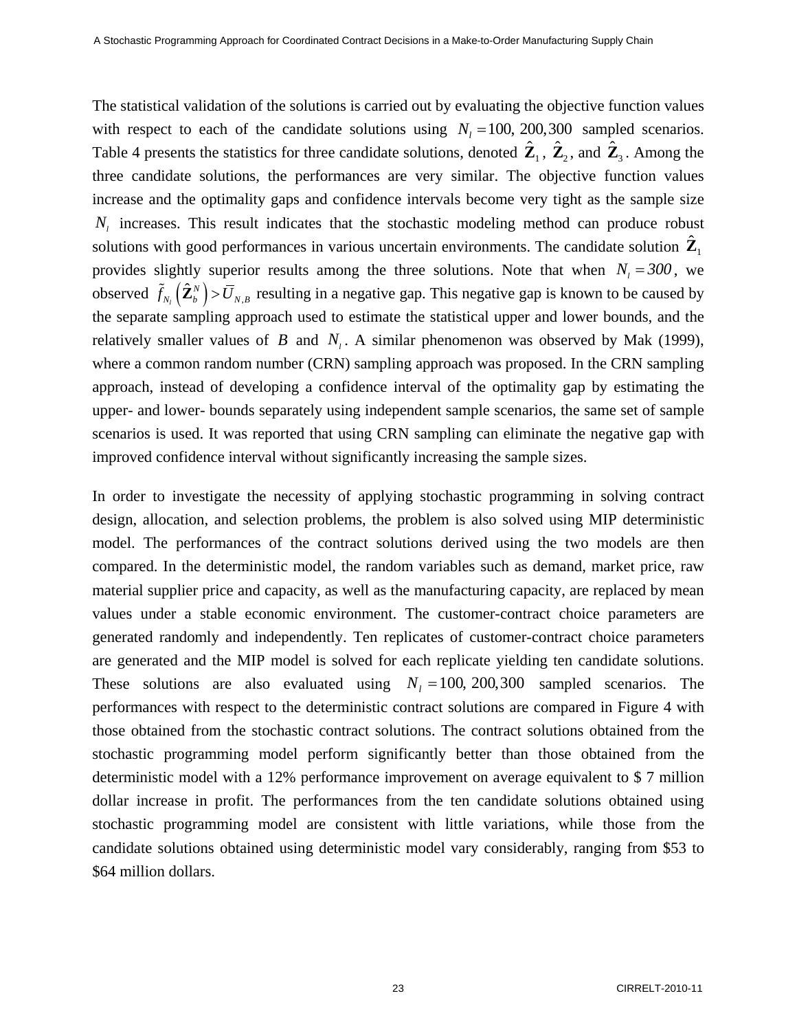The statistical validation of the solutions is carried out by evaluating the objective function values with respect to each of the candidate solutions using $N_l = 100, 200, 300$ sampled scenarios. Table 4 presents the statistics for three candidate solutions, denoted $\hat{\mathbf{Z}}_1$, $\hat{\mathbf{Z}}_2$, and $\hat{\mathbf{Z}}_3$. Among the three candidate solutions, the performances are very similar. The objective function values increase and the optimality gaps and confidence intervals become very tight as the sample size $N_l$ increases. This result indicates that the stochastic modeling method can produce robust solutions with good performances in various uncertain environments. The candidate solution $\hat{\mathbf{Z}}_1$ provides slightly superior results among the three solutions. Note that when $N_l = 300$, we observed $\tilde{f}_{N_l}\left(\hat{\mathbf{Z}}_b^N\right) > \bar{U}_{N,B}$ resulting in a negative gap. This negative gap is known to be caused by the separate sampling approach used to estimate the statistical upper and lower bounds, and the relatively smaller values of $B$ and $N_l$. A similar phenomenon was observed by Mak (1999), where a common random number (CRN) sampling approach was proposed. In the CRN sampling approach, instead of developing a confidence interval of the optimality gap by estimating the upper- and lower- bounds separately using independent sample scenarios, the same set of sample scenarios is used. It was reported that using CRN sampling can eliminate the negative gap with improved confidence interval without significantly increasing the sample sizes.

In order to investigate the necessity of applying stochastic programming in solving contract design, allocation, and selection problems, the problem is also solved using MIP deterministic model. The performances of the contract solutions derived using the two models are then compared. In the deterministic model, the random variables such as demand, market price, raw material supplier price and capacity, as well as the manufacturing capacity, are replaced by mean values under a stable economic environment. The customer-contract choice parameters are generated randomly and independently. Ten replicates of customer-contract choice parameters are generated and the MIP model is solved for each replicate yielding ten candidate solutions. These solutions are also evaluated using $N_l = 100, 200, 300$ sampled scenarios. The performances with respect to the deterministic contract solutions are compared in Figure 4 with those obtained from the stochastic contract solutions. The contract solutions obtained from the stochastic programming model perform significantly better than those obtained from the deterministic model with a 12% performance improvement on average equivalent to \$ 7 million dollar increase in profit. The performances from the ten candidate solutions obtained using stochastic programming model are consistent with little variations, while those from the candidate solutions obtained using deterministic model vary considerably, ranging from \$53 to \$64 million dollars.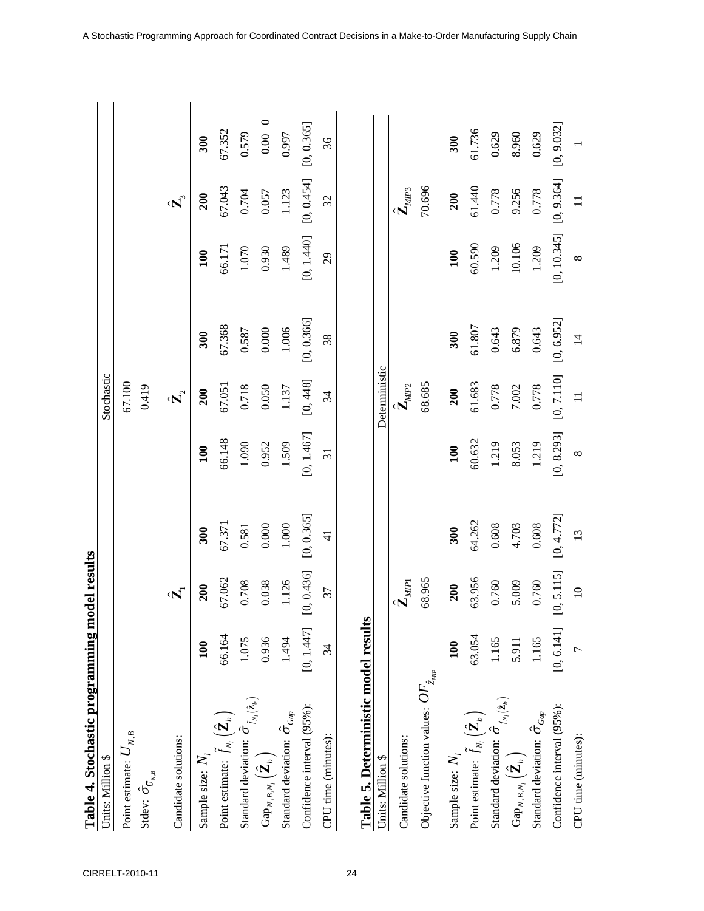**Table 4. Stochastic programming model results**

| Units: Million $ | Stochastic | | | | | | | | |
|---|---|---|---|---|---|---|---|---|---|
| Point estimate: $\overline{U}_{N,B}$ | 67.100 | | | | | | | | |
| Stdev: $\hat{\sigma}_{\overline{U}_{N,B}}$ | 0.419 | | | | | | | | |
| Candidate solutions: | $\hat{\mathbf{Z}}_1$ | | | $\hat{\mathbf{Z}}_2$ | | | $\hat{\mathbf{Z}}_3$ | | |
| Sample size: $N_l$ | **100** | **200** | **300** | **100** | **200** | **300** | **100** | **200** | **300** |
| Point estimate: $\tilde{f}_{N_l}\left(\hat{\mathbf{Z}}_b\right)$ | 66.164 | 67.062 | 67.371 | 66.148 | 67.051 | 67.368 | 66.171 | 67.043 | 67.352 |
| Standard deviation: $\hat{\sigma}_{\tilde{f}_{N_l}(\hat{\mathbf{Z}}_b)}$ | 1.075 | 0.708 | 0.581 | 1.090 | 0.718 | 0.587 | 1.070 | 0.704 | 0.579 |
| $\text{Gap}_{N,B,N_l}\left(\hat{\mathbf{Z}}_b\right)$ | 0.936 | 0.038 | 0.000 | 0.952 | 0.050 | 0.000 | 0.930 | 0.057 | 0.00 0 |
| Standard deviation: $\hat{\sigma}_{Gap}$ | 1.494 | 1.126 | 1.000 | 1.509 | 1.137 | 1.006 | 1.489 | 1.123 | 0.997 |
| Confidence interval (95%): | [0, 1.447] | [0, 0.436] | [0, 0.365] | [0, 1.467] | [0, 448] | [0, 0.366] | [0, 1.440] | [0, 0.454] | [0, 0.365] |
| CPU time (minutes): | 34 | 37 | 41 | 31 | 34 | 38 | 29 | 32 | 36 |

**Table 5. Deterministic model results**

| Units: Million $ | Deterministic | | | | | | | | |
|---|---|---|---|---|---|---|---|---|---|
| Candidate solutions: | $\hat{\mathbf{Z}}_{MIP1}$ | | | $\hat{\mathbf{Z}}_{MIP2}$ | | | $\hat{\mathbf{Z}}_{MIP3}$ | | |
| Objective function values: $OF_{\hat{Z}_{MIP}}$ | 68.965 | | | 68.685 | | | 70.696 | | |
| Sample size: $N_l$ | **100** | **200** | **300** | **100** | **200** | **300** | **100** | **200** | **300** |
| Point estimate: $\tilde{f}_{N_l}\left(\hat{\mathbf{Z}}_b\right)$ | 63.054 | 63.956 | 64.262 | 60.632 | 61.683 | 61.807 | 60.590 | 61.440 | 61.736 |
| Standard deviation: $\hat{\sigma}_{\tilde{f}_{N_l}(\hat{\mathbf{Z}}_b)}$ | 1.165 | 0.760 | 0.608 | 1.219 | 0.778 | 0.643 | 1.209 | 0.778 | 0.629 |
| $\text{Gap}_{N,B,N_l}\left(\hat{\mathbf{Z}}_b\right)$ | 5.911 | 5.009 | 4.703 | 8.053 | 7.002 | 6.879 | 10.106 | 9.256 | 8.960 |
| Standard deviation: $\hat{\sigma}_{Gap}$ | 1.165 | 0.760 | 0.608 | 1.219 | 0.778 | 0.643 | 1.209 | 0.778 | 0.629 |
| Confidence interval (95%): | [0, 6.141] | [0, 5.115] | [0, 4.772] | [0, 8,293] | [0, 7.110] | [0, 6,952] | [0, 10.345] | [0, 9.364] | [0, 9.032] |
| CPU time (minutes): | 7 | 10 | 13 | 8 | 11 | 14 | 8 | 11 | 1 |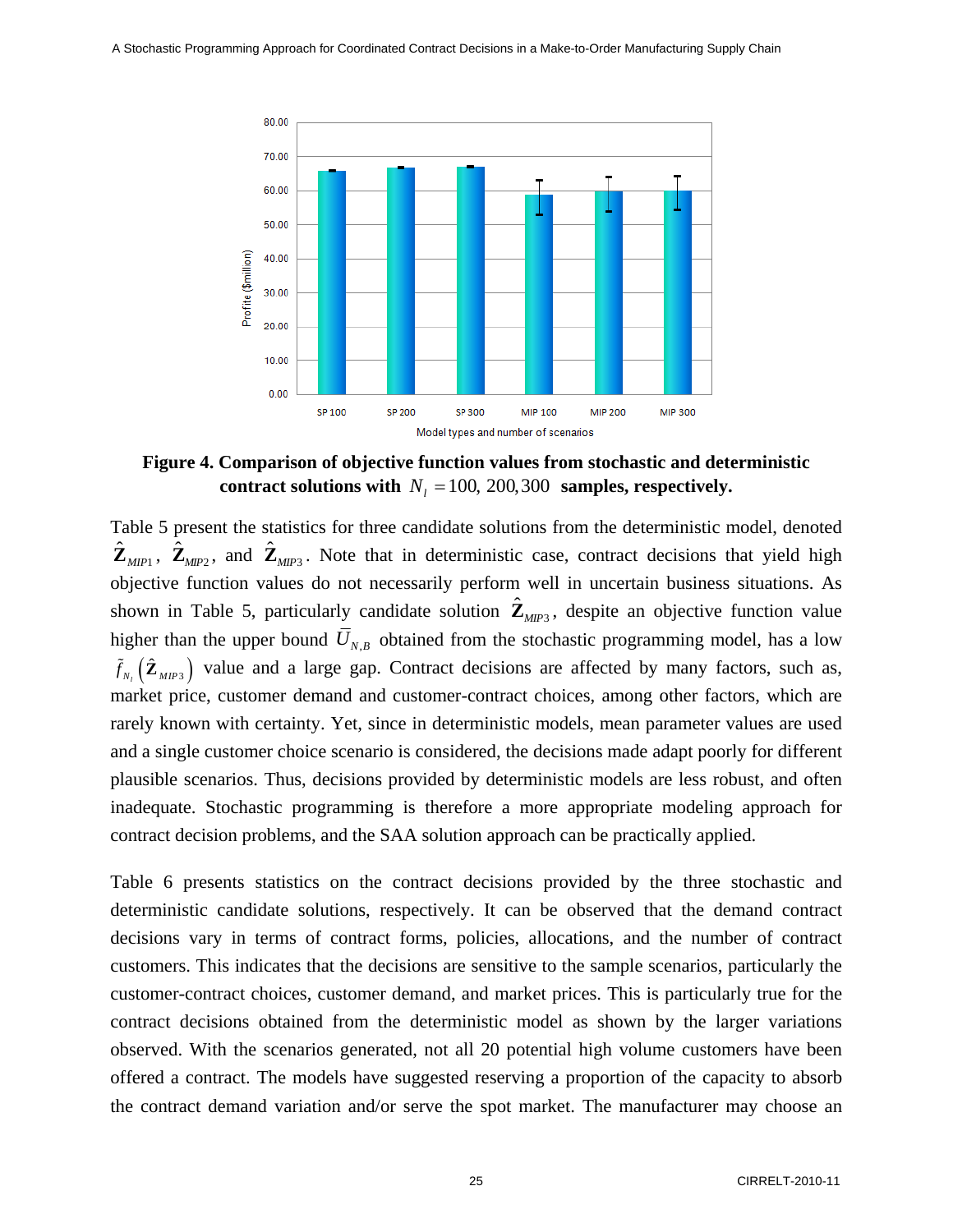**Figure 4. Comparison of objective function values from stochastic and deterministic contract solutions with $N_l = 100, 200, 300$ samples, respectively.**

Table 5 present the statistics for three candidate solutions from the deterministic model, denoted $\hat{\mathbf{Z}}_{MIP1}$, $\hat{\mathbf{Z}}_{MIP2}$, and $\hat{\mathbf{Z}}_{MIP3}$. Note that in deterministic case, contract decisions that yield high objective function values do not necessarily perform well in uncertain business situations. As shown in Table 5, particularly candidate solution $\hat{\mathbf{Z}}_{MIP3}$, despite an objective function value higher than the upper bound $\bar{U}_{N,B}$ obtained from the stochastic programming model, has a low $\tilde{f}_{N_l}\left(\hat{\mathbf{Z}}_{MIP3}\right)$ value and a large gap. Contract decisions are affected by many factors, such as, market price, customer demand and customer-contract choices, among other factors, which are rarely known with certainty. Yet, since in deterministic models, mean parameter values are used and a single customer choice scenario is considered, the decisions made adapt poorly for different plausible scenarios. Thus, decisions provided by deterministic models are less robust, and often inadequate. Stochastic programming is therefore a more appropriate modeling approach for contract decision problems, and the SAA solution approach can be practically applied.

Table 6 presents statistics on the contract decisions provided by the three stochastic and deterministic candidate solutions, respectively. It can be observed that the demand contract decisions vary in terms of contract forms, policies, allocations, and the number of contract customers. This indicates that the decisions are sensitive to the sample scenarios, particularly the customer-contract choices, customer demand, and market prices. This is particularly true for the contract decisions obtained from the deterministic model as shown by the larger variations observed. With the scenarios generated, not all 20 potential high volume customers have been offered a contract. The models have suggested reserving a proportion of the capacity to absorb the contract demand variation and/or serve the spot market. The manufacturer may choose an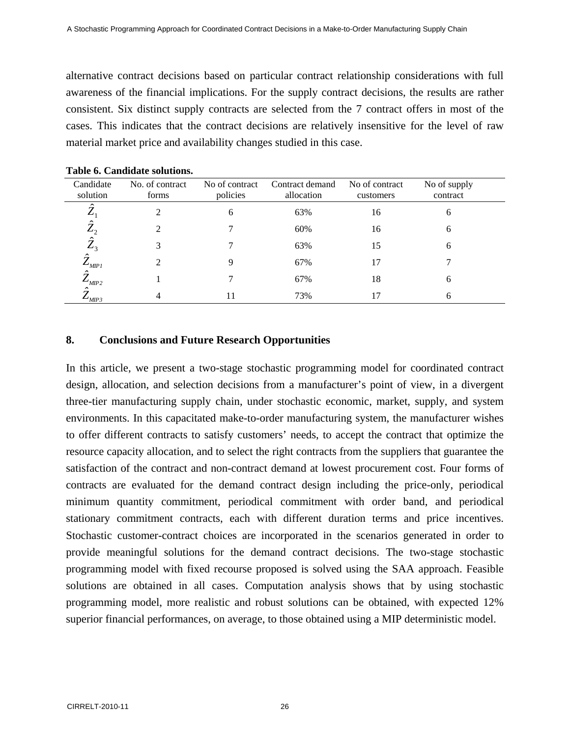alternative contract decisions based on particular contract relationship considerations with full awareness of the financial implications. For the supply contract decisions, the results are rather consistent. Six distinct supply contracts are selected from the 7 contract offers in most of the cases. This indicates that the contract decisions are relatively insensitive for the level of raw material market price and availability changes studied in this case.

**Table 6. Candidate solutions.**

| Candidate solution | No. of contract forms | No of contract policies | Contract demand allocation | No of contract customers | No of supply contract |
|---|---|---|---|---|---|
| $\hat{Z}_1$ | 2 | 6 | 63% | 16 | 6 |
| $\hat{Z}_2$ | 2 | 7 | 60% | 16 | 6 |
| $\hat{Z}_3$ | 3 | 7 | 63% | 15 | 6 |
| $\hat{Z}_{MIP1}$ | 2 | 9 | 67% | 17 | 7 |
| $\hat{Z}_{MIP2}$ | 1 | 7 | 67% | 18 | 6 |
| $\hat{Z}_{MIP3}$ | 4 | 11 | 73% | 17 | 6 |

## 8. Conclusions and Future Research Opportunities

In this article, we present a two-stage stochastic programming model for coordinated contract design, allocation, and selection decisions from a manufacturer's point of view, in a divergent three-tier manufacturing supply chain, under stochastic economic, market, supply, and system environments. In this capacitated make-to-order manufacturing system, the manufacturer wishes to offer different contracts to satisfy customers' needs, to accept the contract that optimize the resource capacity allocation, and to select the right contracts from the suppliers that guarantee the satisfaction of the contract and non-contract demand at lowest procurement cost. Four forms of contracts are evaluated for the demand contract design including the price-only, periodical minimum quantity commitment, periodical commitment with order band, and periodical stationary commitment contracts, each with different duration terms and price incentives. Stochastic customer-contract choices are incorporated in the scenarios generated in order to provide meaningful solutions for the demand contract decisions. The two-stage stochastic programming model with fixed recourse proposed is solved using the SAA approach. Feasible solutions are obtained in all cases. Computation analysis shows that by using stochastic programming model, more realistic and robust solutions can be obtained, with expected 12% superior financial performances, on average, to those obtained using a MIP deterministic model.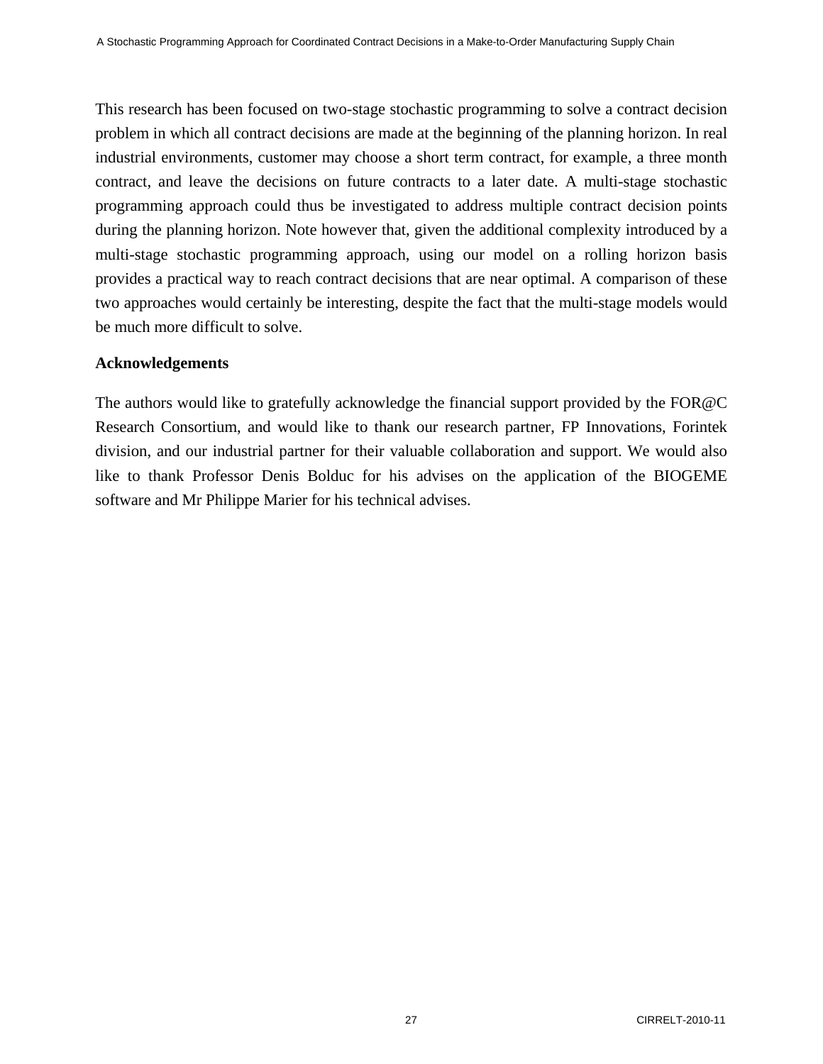This research has been focused on two-stage stochastic programming to solve a contract decision problem in which all contract decisions are made at the beginning of the planning horizon. In real industrial environments, customer may choose a short term contract, for example, a three month contract, and leave the decisions on future contracts to a later date. A multi-stage stochastic programming approach could thus be investigated to address multiple contract decision points during the planning horizon. Note however that, given the additional complexity introduced by a multi-stage stochastic programming approach, using our model on a rolling horizon basis provides a practical way to reach contract decisions that are near optimal. A comparison of these two approaches would certainly be interesting, despite the fact that the multi-stage models would be much more difficult to solve.

**Acknowledgements**

The authors would like to gratefully acknowledge the financial support provided by the FOR@C Research Consortium, and would like to thank our research partner, FP Innovations, Forintek division, and our industrial partner for their valuable collaboration and support. We would also like to thank Professor Denis Bolduc for his advises on the application of the BIOGEME software and Mr Philippe Marier for his technical advises.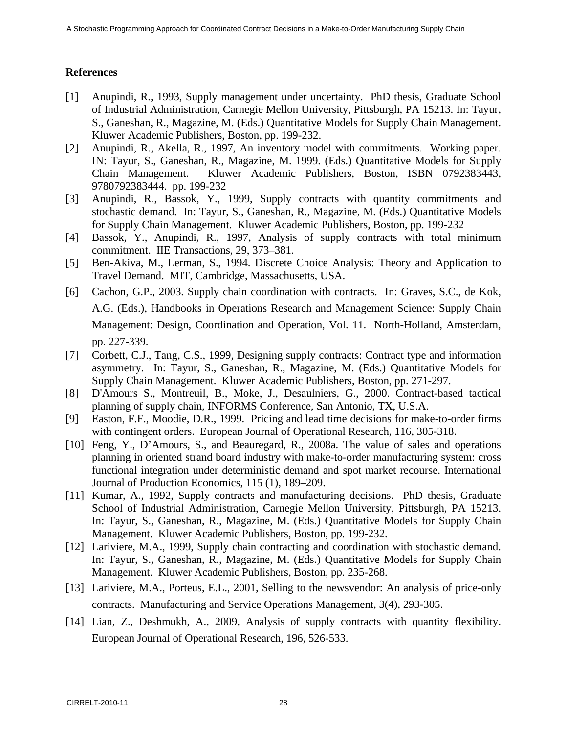## References

[1] Anupindi, R., 1993, Supply management under uncertainty. PhD thesis, Graduate School of Industrial Administration, Carnegie Mellon University, Pittsburgh, PA 15213. In: Tayur, S., Ganeshan, R., Magazine, M. (Eds.) Quantitative Models for Supply Chain Management. Kluwer Academic Publishers, Boston, pp. 199-232.

[2] Anupindi, R., Akella, R., 1997, An inventory model with commitments. Working paper. IN: Tayur, S., Ganeshan, R., Magazine, M. 1999. (Eds.) Quantitative Models for Supply Chain Management. Kluwer Academic Publishers, Boston, ISBN 0792383443, 9780792383444. pp. 199-232

[3] Anupindi, R., Bassok, Y., 1999, Supply contracts with quantity commitments and stochastic demand. In: Tayur, S., Ganeshan, R., Magazine, M. (Eds.) Quantitative Models for Supply Chain Management. Kluwer Academic Publishers, Boston, pp. 199-232

[4] Bassok, Y., Anupindi, R., 1997, Analysis of supply contracts with total minimum commitment. IIE Transactions, 29, 373–381.

[5] Ben-Akiva, M., Lerman, S., 1994. Discrete Choice Analysis: Theory and Application to Travel Demand. MIT, Cambridge, Massachusetts, USA.

[6] Cachon, G.P., 2003. Supply chain coordination with contracts. In: Graves, S.C., de Kok, A.G. (Eds.), Handbooks in Operations Research and Management Science: Supply Chain Management: Design, Coordination and Operation, Vol. 11. North-Holland, Amsterdam, pp. 227-339.

[7] Corbett, C.J., Tang, C.S., 1999, Designing supply contracts: Contract type and information asymmetry. In: Tayur, S., Ganeshan, R., Magazine, M. (Eds.) Quantitative Models for Supply Chain Management. Kluwer Academic Publishers, Boston, pp. 271-297.

[8] D'Amours S., Montreuil, B., Moke, J., Desaulniers, G., 2000. Contract-based tactical planning of supply chain, INFORMS Conference, San Antonio, TX, U.S.A.

[9] Easton, F.F., Moodie, D.R., 1999. Pricing and lead time decisions for make-to-order firms with contingent orders. European Journal of Operational Research, 116, 305-318.

[10] Feng, Y., D'Amours, S., and Beauregard, R., 2008a. The value of sales and operations planning in oriented strand board industry with make-to-order manufacturing system: cross functional integration under deterministic demand and spot market recourse. International Journal of Production Economics, 115 (1), 189–209.

[11] Kumar, A., 1992, Supply contracts and manufacturing decisions. PhD thesis, Graduate School of Industrial Administration, Carnegie Mellon University, Pittsburgh, PA 15213. In: Tayur, S., Ganeshan, R., Magazine, M. (Eds.) Quantitative Models for Supply Chain Management. Kluwer Academic Publishers, Boston, pp. 199-232.

[12] Lariviere, M.A., 1999, Supply chain contracting and coordination with stochastic demand. In: Tayur, S., Ganeshan, R., Magazine, M. (Eds.) Quantitative Models for Supply Chain Management. Kluwer Academic Publishers, Boston, pp. 235-268.

[13] Lariviere, M.A., Porteus, E.L., 2001, Selling to the newsvendor: An analysis of price-only contracts. Manufacturing and Service Operations Management, 3(4), 293-305.

[14] Lian, Z., Deshmukh, A., 2009, Analysis of supply contracts with quantity flexibility. European Journal of Operational Research, 196, 526-533.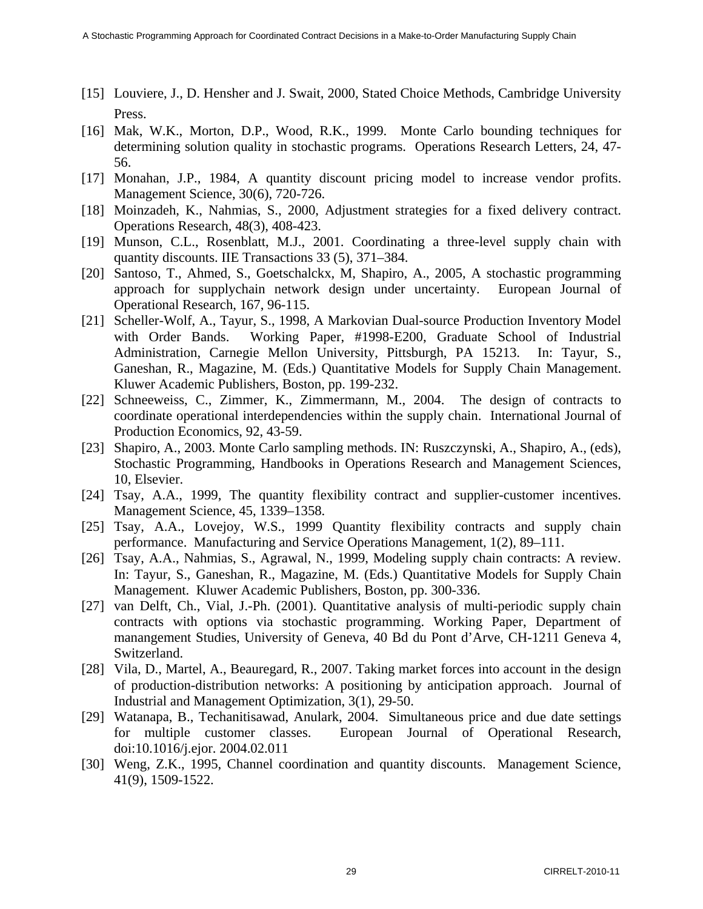[15] Louviere, J., D. Hensher and J. Swait, 2000, Stated Choice Methods, Cambridge University Press.

[16] Mak, W.K., Morton, D.P., Wood, R.K., 1999. Monte Carlo bounding techniques for determining solution quality in stochastic programs. Operations Research Letters, 24, 47-56.

[17] Monahan, J.P., 1984, A quantity discount pricing model to increase vendor profits. Management Science, 30(6), 720-726.

[18] Moinzadeh, K., Nahmias, S., 2000, Adjustment strategies for a fixed delivery contract. Operations Research, 48(3), 408-423.

[19] Munson, C.L., Rosenblatt, M.J., 2001. Coordinating a three-level supply chain with quantity discounts. IIE Transactions 33 (5), 371–384.

[20] Santoso, T., Ahmed, S., Goetschalckx, M, Shapiro, A., 2005, A stochastic programming approach for supplychain network design under uncertainty. European Journal of Operational Research, 167, 96-115.

[21] Scheller-Wolf, A., Tayur, S., 1998, A Markovian Dual-source Production Inventory Model with Order Bands. Working Paper, #1998-E200, Graduate School of Industrial Administration, Carnegie Mellon University, Pittsburgh, PA 15213. In: Tayur, S., Ganeshan, R., Magazine, M. (Eds.) Quantitative Models for Supply Chain Management. Kluwer Academic Publishers, Boston, pp. 199-232.

[22] Schneeweiss, C., Zimmer, K., Zimmermann, M., 2004. The design of contracts to coordinate operational interdependencies within the supply chain. International Journal of Production Economics, 92, 43-59.

[23] Shapiro, A., 2003. Monte Carlo sampling methods. IN: Ruszczynski, A., Shapiro, A., (eds), Stochastic Programming, Handbooks in Operations Research and Management Sciences, 10, Elsevier.

[24] Tsay, A.A., 1999, The quantity flexibility contract and supplier-customer incentives. Management Science, 45, 1339–1358.

[25] Tsay, A.A., Lovejoy, W.S., 1999 Quantity flexibility contracts and supply chain performance. Manufacturing and Service Operations Management, 1(2), 89–111.

[26] Tsay, A.A., Nahmias, S., Agrawal, N., 1999, Modeling supply chain contracts: A review. In: Tayur, S., Ganeshan, R., Magazine, M. (Eds.) Quantitative Models for Supply Chain Management. Kluwer Academic Publishers, Boston, pp. 300-336.

[27] van Delft, Ch., Vial, J.-Ph. (2001). Quantitative analysis of multi-periodic supply chain contracts with options via stochastic programming. Working Paper, Department of manangement Studies, University of Geneva, 40 Bd du Pont d'Arve, CH-1211 Geneva 4, Switzerland.

[28] Vila, D., Martel, A., Beauregard, R., 2007. Taking market forces into account in the design of production-distribution networks: A positioning by anticipation approach. Journal of Industrial and Management Optimization, 3(1), 29-50.

[29] Watanapa, B., Techanitisawad, Anulark, 2004. Simultaneous price and due date settings for multiple customer classes. European Journal of Operational Research, doi:10.1016/j.ejor. 2004.02.011

[30] Weng, Z.K., 1995, Channel coordination and quantity discounts. Management Science, 41(9), 1509-1522.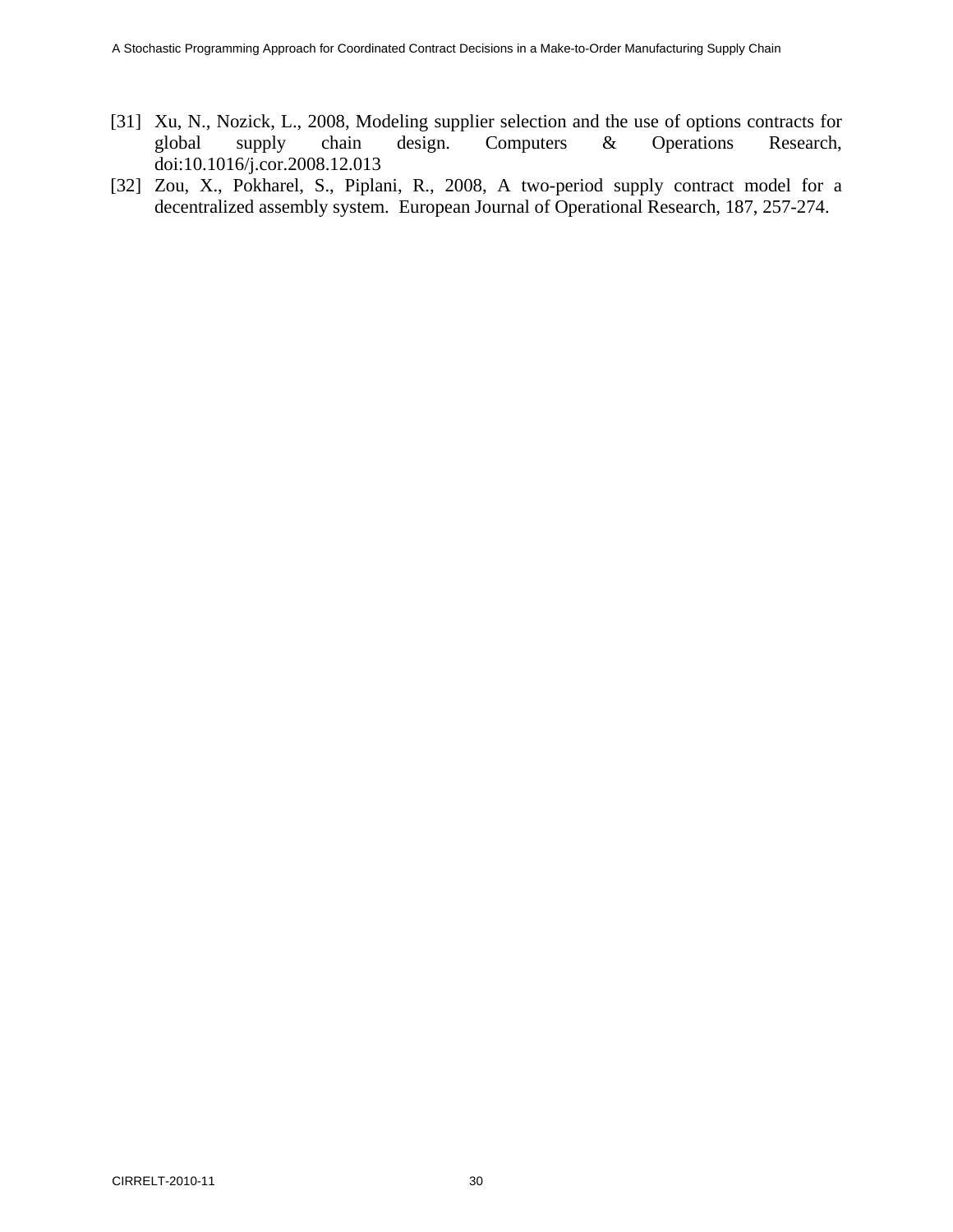[31] Xu, N., Nozick, L., 2008, Modeling supplier selection and the use of options contracts for global supply chain design. Computers & Operations Research, doi:10.1016/j.cor.2008.12.013

[32] Zou, X., Pokharel, S., Piplani, R., 2008, A two-period supply contract model for a decentralized assembly system. European Journal of Operational Research, 187, 257-274.